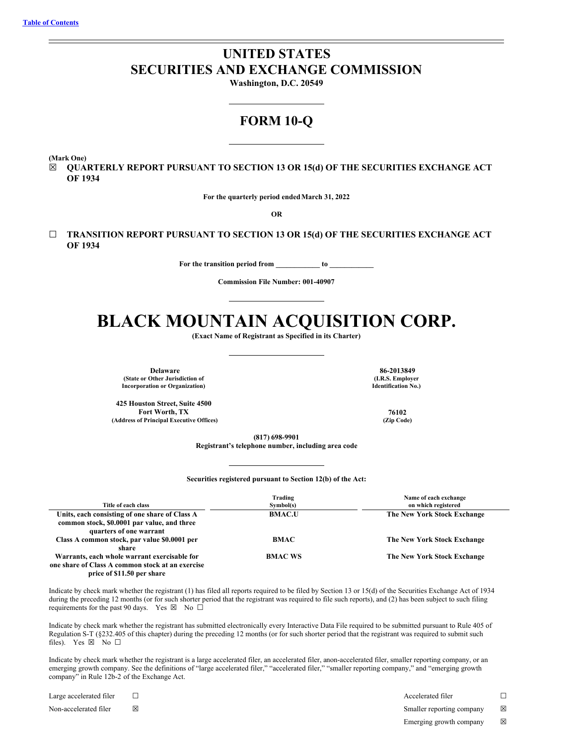Table of Contents

# UNITED STATES
# SECURITIES AND EXCHANGE COMMISSION

**Washington, D.C. 20549**

## FORM 10-Q

**(Mark One)**

☒ **QUARTERLY REPORT PURSUANT TO SECTION 13 OR 15(d) OF THE SECURITIES EXCHANGE ACT OF 1934**

**For the quarterly period ended March 31, 2022**

**OR**

☐ **TRANSITION REPORT PURSUANT TO SECTION 13 OR 15(d) OF THE SECURITIES EXCHANGE ACT OF 1934**

**For the transition period from ____________ to ____________**

**Commission File Number: 001-40907**

# BLACK MOUNTAIN ACQUISITION CORP.

**(Exact Name of Registrant as Specified in its Charter)**

| | |
|---|---|
| **Delaware**<br>**(State or Other Jurisdiction of Incorporation or Organization)** | **86-2013849**<br>**(I.R.S. Employer Identification No.)** |
| **425 Houston Street, Suite 4500**<br>**Fort Worth, TX**<br>**(Address of Principal Executive Offices)** | **76102**<br>**(Zip Code)** |

**(817) 698-9901**
**Registrant's telephone number, including area code**

**Securities registered pursuant to Section 12(b) of the Act:**

| Title of each class | Trading Symbol(s) | Name of each exchange on which registered |
|---|---|---|
| Units, each consisting of one share of Class A common stock, $0.0001 par value, and three quarters of one warrant | BMAC.U | The New York Stock Exchange |
| Class A common stock, par value $0.0001 per share | BMAC | The New York Stock Exchange |
| Warrants, each whole warrant exercisable for one share of Class A common stock at an exercise price of $11.50 per share | BMAC WS | The New York Stock Exchange |

Indicate by check mark whether the registrant (1) has filed all reports required to be filed by Section 13 or 15(d) of the Securities Exchange Act of 1934 during the preceding 12 months (or for such shorter period that the registrant was required to file such reports), and (2) has been subject to such filing requirements for the past 90 days. Yes ☒ No ☐

Indicate by check mark whether the registrant has submitted electronically every Interactive Data File required to be submitted pursuant to Rule 405 of Regulation S-T (§232.405 of this chapter) during the preceding 12 months (or for such shorter period that the registrant was required to submit such files). Yes ☒ No ☐

Indicate by check mark whether the registrant is a large accelerated filer, an accelerated filer, anon-accelerated filer, smaller reporting company, or an emerging growth company. See the definitions of "large accelerated filer," "accelerated filer," "smaller reporting company," and "emerging growth company" in Rule 12b-2 of the Exchange Act.

| | | | |
|---|---|---|---|
| Large accelerated filer | ☐ | Accelerated filer | ☐ |
| Non-accelerated filer | ☒ | Smaller reporting company | ☒ |
| | | Emerging growth company | ☒ |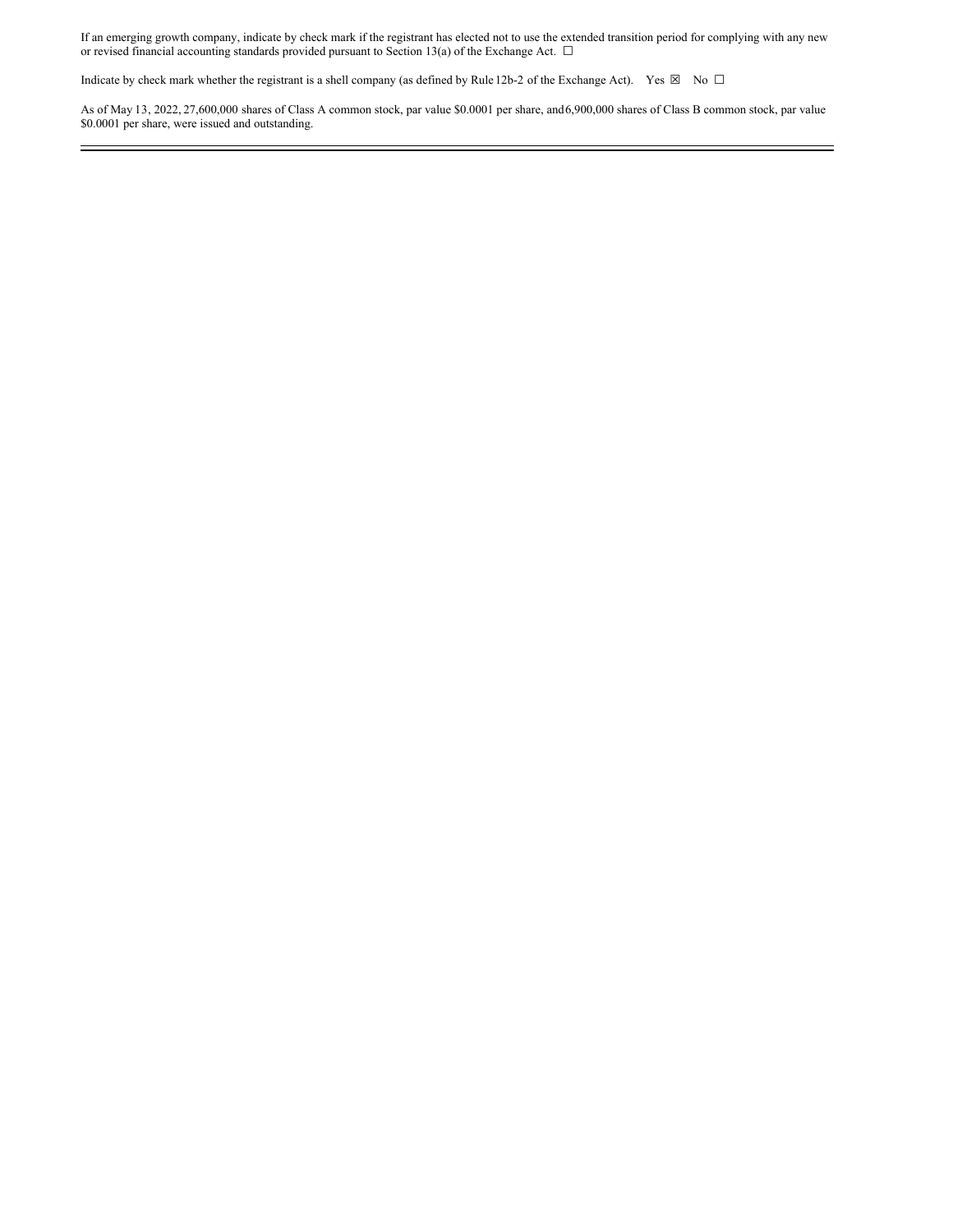If an emerging growth company, indicate by check mark if the registrant has elected not to use the extended transition period for complying with any new or revised financial accounting standards provided pursuant to Section 13(a) of the Exchange Act. ☐

Indicate by check mark whether the registrant is a shell company (as defined by Rule 12b-2 of the Exchange Act). Yes ☒ No ☐

As of May 13, 2022, 27,600,000 shares of Class A common stock, par value $0.0001 per share, and 6,900,000 shares of Class B common stock, par value $0.0001 per share, were issued and outstanding.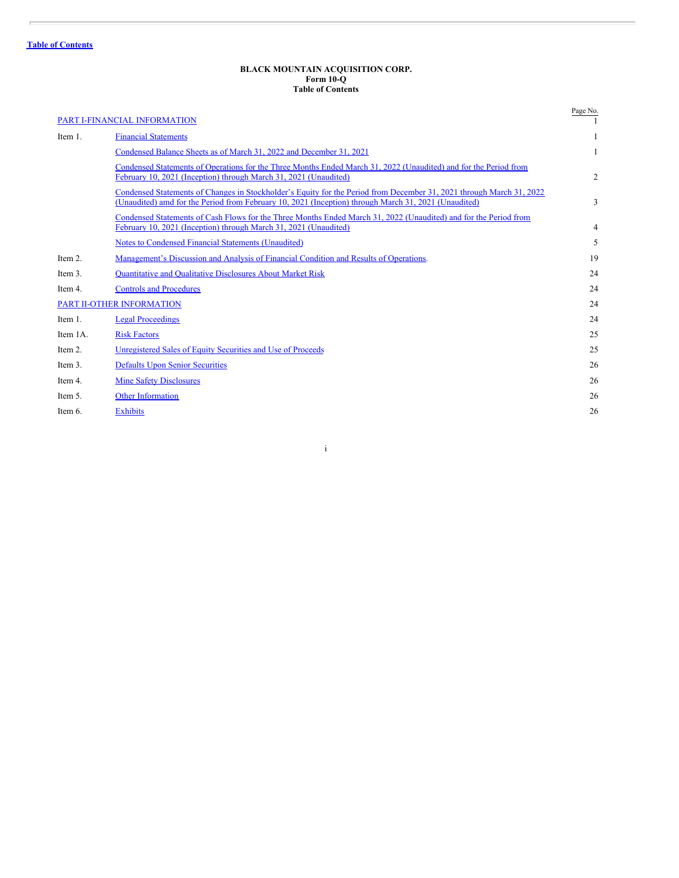Table of Contents

**BLACK MOUNTAIN ACQUISITION CORP.**
**Form 10-Q**
**Table of Contents**

| | | Page No. |
|---|---|---|
| PART I-FINANCIAL INFORMATION | | 1 |
| Item 1. | Financial Statements | 1 |
| | Condensed Balance Sheets as of March 31, 2022 and December 31, 2021 | 1 |
| | Condensed Statements of Operations for the Three Months Ended March 31, 2022 (Unaudited) and for the Period from February 10, 2021 (Inception) through March 31, 2021 (Unaudited) | 2 |
| | Condensed Statements of Changes in Stockholder's Equity for the Period from December 31, 2021 through March 31, 2022 (Unaudited) amd for the Period from February 10, 2021 (Inception) through March 31, 2021 (Unaudited) | 3 |
| | Condensed Statements of Cash Flows for the Three Months Ended March 31, 2022 (Unaudited) and for the Period from February 10, 2021 (Inception) through March 31, 2021 (Unaudited) | 4 |
| | Notes to Condensed Financial Statements (Unaudited) | 5 |
| Item 2. | Management's Discussion and Analysis of Financial Condition and Results of Operations. | 19 |
| Item 3. | Quantitative and Qualitative Disclosures About Market Risk | 24 |
| Item 4. | Controls and Procedures | 24 |
| PART II-OTHER INFORMATION | | 24 |
| Item 1. | Legal Proceedings | 24 |
| Item 1A. | Risk Factors | 25 |
| Item 2. | Unregistered Sales of Equity Securities and Use of Proceeds | 25 |
| Item 3. | Defaults Upon Senior Securities | 26 |
| Item 4. | Mine Safety Disclosures | 26 |
| Item 5. | Other Information | 26 |
| Item 6. | Exhibits | 26 |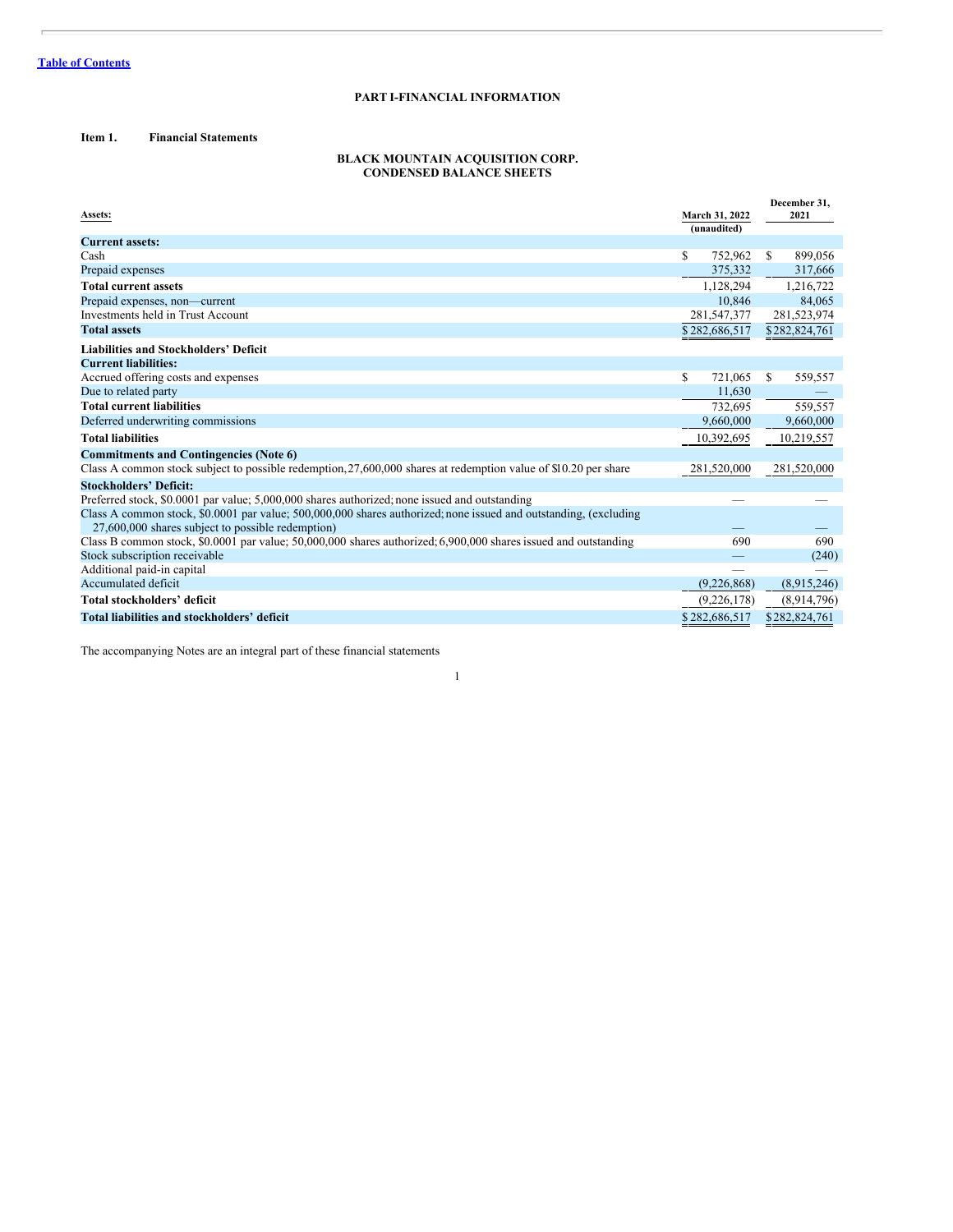[Table of Contents](#)

## PART I-FINANCIAL INFORMATION

**Item 1. Financial Statements**

### BLACK MOUNTAIN ACQUISITION CORP.
### CONDENSED BALANCE SHEETS

| Assets: | March 31, 2022 (unaudited) | December 31, 2021 |
|---|---|---|
| **Current assets:** | | |
| Cash | $ 752,962 | $ 899,056 |
| Prepaid expenses | 375,332 | 317,666 |
| **Total current assets** | 1,128,294 | 1,216,722 |
| Prepaid expenses, non—current | 10,846 | 84,065 |
| Investments held in Trust Account | 281,547,377 | 281,523,974 |
| **Total assets** | $ 282,686,517 | $ 282,824,761 |
| **Liabilities and Stockholders' Deficit** | | |
| **Current liabilities:** | | |
| Accrued offering costs and expenses | $ 721,065 | $ 559,557 |
| Due to related party | 11,630 | — |
| **Total current liabilities** | 732,695 | 559,557 |
| Deferred underwriting commissions | 9,660,000 | 9,660,000 |
| **Total liabilities** | 10,392,695 | 10,219,557 |
| **Commitments and Contingencies (Note 6)** | | |
| Class A common stock subject to possible redemption, 27,600,000 shares at redemption value of $10.20 per share | 281,520,000 | 281,520,000 |
| **Stockholders' Deficit:** | | |
| Preferred stock, $0.0001 par value; 5,000,000 shares authorized; none issued and outstanding | — | — |
| Class A common stock, $0.0001 par value; 500,000,000 shares authorized; none issued and outstanding, (excluding 27,600,000 shares subject to possible redemption) | — | — |
| Class B common stock, $0.0001 par value; 50,000,000 shares authorized; 6,900,000 shares issued and outstanding | 690 | 690 |
| Stock subscription receivable | — | (240) |
| Additional paid-in capital | — | — |
| Accumulated deficit | (9,226,868) | (8,915,246) |
| **Total stockholders' deficit** | (9,226,178) | (8,914,796) |
| **Total liabilities and stockholders' deficit** | $ 282,686,517 | $ 282,824,761 |

The accompanying Notes are an integral part of these financial statements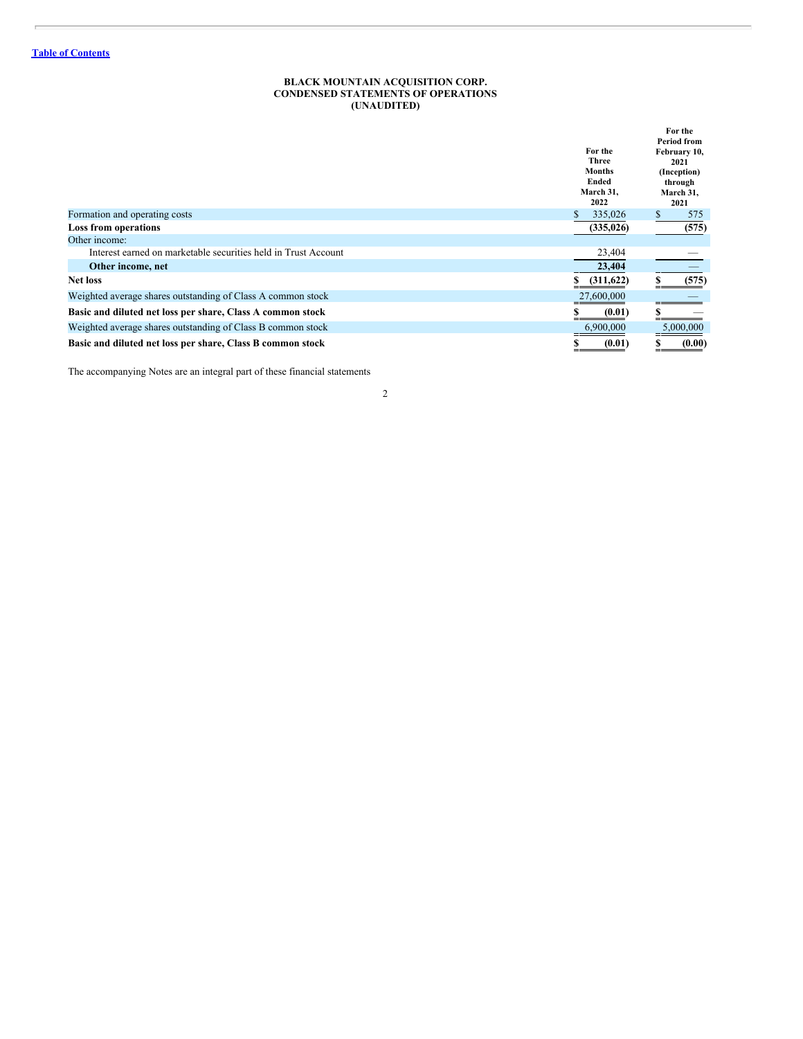# BLACK MOUNTAIN ACQUISITION CORP.
## CONDENSED STATEMENTS OF OPERATIONS
## (UNAUDITED)

| | For the Three Months Ended March 31, 2022 | For the Period from February 10, 2021 (Inception) through March 31, 2021 |
|---|---|---|
| Formation and operating costs | $ 335,026 | $ 575 |
| **Loss from operations** | **(335,026)** | **(575)** |
| Other income: | | |
| Interest earned on marketable securities held in Trust Account | 23,404 | — |
| **Other income, net** | **23,404** | — |
| **Net loss** | **$ (311,622)** | **$ (575)** |
| Weighted average shares outstanding of Class A common stock | 27,600,000 | — |
| **Basic and diluted net loss per share, Class A common stock** | **$ (0.01)** | **$ —** |
| Weighted average shares outstanding of Class B common stock | 6,900,000 | 5,000,000 |
| **Basic and diluted net loss per share, Class B common stock** | **$ (0.01)** | **$ (0.00)** |

The accompanying Notes are an integral part of these financial statements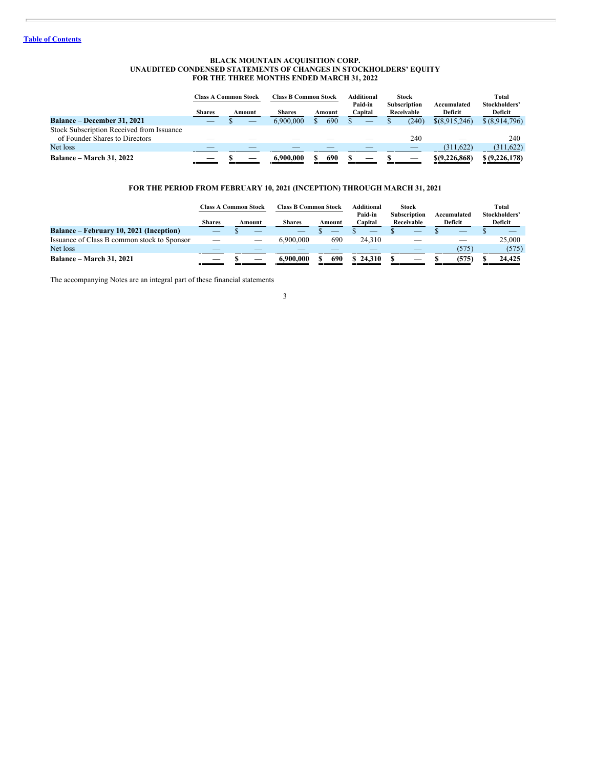[Table of Contents](#)

# BLACK MOUNTAIN ACQUISITION CORP.
## UNAUDITED CONDENSED STATEMENTS OF CHANGES IN STOCKHOLDERS' EQUITY
## FOR THE THREE MONTHS ENDED MARCH 31, 2022

| | Class A Common Stock | | Class B Common Stock | | Additional Paid-in Capital | Stock Subscription Receivable | Accumulated Deficit | Total Stockholders' Deficit |
|---|---|---|---|---|---|---|---|---|
| | Shares | Amount | Shares | Amount | | | | |
| **Balance – December 31, 2021** | — | $ — | 6,900,000 | $ 690 | $ — | $ (240) | $(8,915,246) | $ (8,914,796) |
| Stock Subscription Received from Issuance of Founder Shares to Directors | — | — | — | — | — | 240 | — | 240 |
| Net loss | — | — | — | — | — | — | (311,622) | (311,622) |
| **Balance – March 31, 2022** | **—** | **$ —** | **6,900,000** | **$ 690** | **$ —** | **$ —** | **$(9,226,868)** | **$ (9,226,178)** |

## FOR THE PERIOD FROM FEBRUARY 10, 2021 (INCEPTION) THROUGH MARCH 31, 2021

| | Class A Common Stock | | Class B Common Stock | | Additional Paid-in Capital | Stock Subscription Receivable | Accumulated Deficit | Total Stockholders' Deficit |
|---|---|---|---|---|---|---|---|---|
| | Shares | Amount | Shares | Amount | | | | |
| **Balance – February 10, 2021 (Inception)** | — | $ — | — | $ — | $ — | $ — | $ — | $ — |
| Issuance of Class B common stock to Sponsor | — | — | 6,900,000 | 690 | 24,310 | — | — | 25,000 |
| Net loss | — | — | — | — | — | — | (575) | (575) |
| **Balance – March 31, 2021** | **—** | **$ —** | **6,900,000** | **$ 690** | **$ 24,310** | **$ —** | **$ (575)** | **$ 24,425** |

The accompanying Notes are an integral part of these financial statements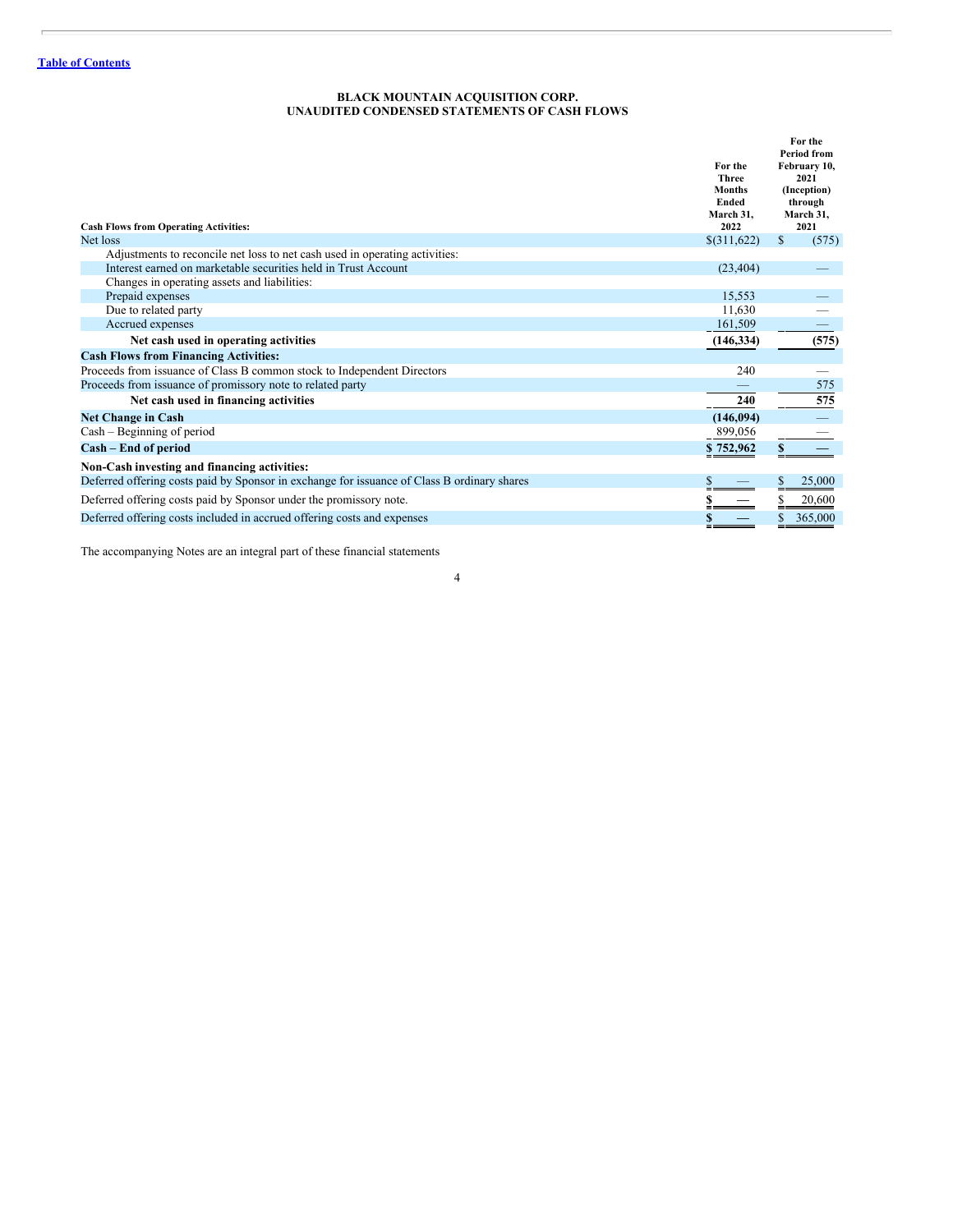Table of Contents

# BLACK MOUNTAIN ACQUISITION CORP.
## UNAUDITED CONDENSED STATEMENTS OF CASH FLOWS

| Cash Flows from Operating Activities: | For the Three Months Ended March 31, 2022 | For the Period from February 10, 2021 (Inception) through March 31, 2021 |
|---|---|---|
| Net loss | $(311,622) | $ (575) |
| Adjustments to reconcile net loss to net cash used in operating activities: | | |
| Interest earned on marketable securities held in Trust Account | (23,404) | — |
| Changes in operating assets and liabilities: | | |
| Prepaid expenses | 15,553 | — |
| Due to related party | 11,630 | — |
| Accrued expenses | 161,509 | — |
| **Net cash used in operating activities** | **(146,334)** | **(575)** |
| **Cash Flows from Financing Activities:** | | |
| Proceeds from issuance of Class B common stock to Independent Directors | 240 | — |
| Proceeds from issuance of promissory note to related party | — | 575 |
| **Net cash used in financing activities** | **240** | **575** |
| **Net Change in Cash** | **(146,094)** | — |
| Cash – Beginning of period | 899,056 | — |
| **Cash – End of period** | **$ 752,962** | **$ —** |
| **Non-Cash investing and financing activities:** | | |
| Deferred offering costs paid by Sponsor in exchange for issuance of Class B ordinary shares | $ — | $ 25,000 |
| Deferred offering costs paid by Sponsor under the promissory note. | $ — | $ 20,600 |
| Deferred offering costs included in accrued offering costs and expenses | $ — | $ 365,000 |

The accompanying Notes are an integral part of these financial statements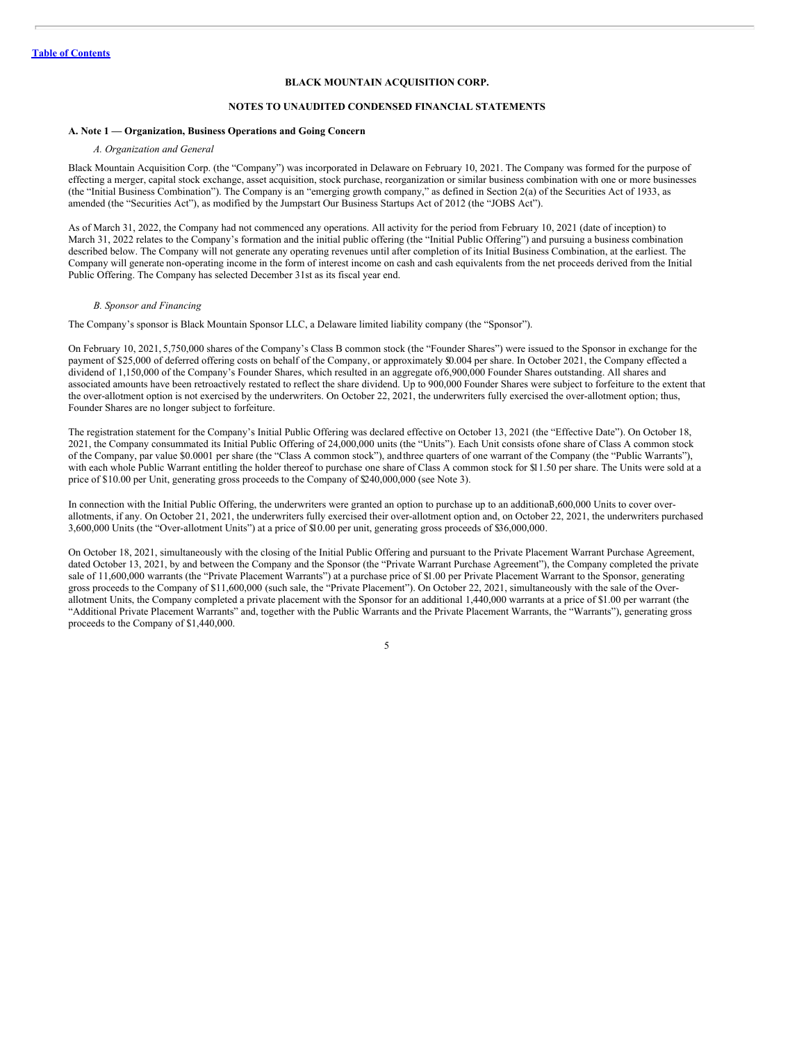[Table of Contents](#)

**BLACK MOUNTAIN ACQUISITION CORP.**

**NOTES TO UNAUDITED CONDENSED FINANCIAL STATEMENTS**

### A. Note 1 — Organization, Business Operations and Going Concern

*A. Organization and General*

Black Mountain Acquisition Corp. (the "Company") was incorporated in Delaware on February 10, 2021. The Company was formed for the purpose of effecting a merger, capital stock exchange, asset acquisition, stock purchase, reorganization or similar business combination with one or more businesses (the "Initial Business Combination"). The Company is an "emerging growth company," as defined in Section 2(a) of the Securities Act of 1933, as amended (the "Securities Act"), as modified by the Jumpstart Our Business Startups Act of 2012 (the "JOBS Act").

As of March 31, 2022, the Company had not commenced any operations. All activity for the period from February 10, 2021 (date of inception) to March 31, 2022 relates to the Company's formation and the initial public offering (the "Initial Public Offering") and pursuing a business combination described below. The Company will not generate any operating revenues until after completion of its Initial Business Combination, at the earliest. The Company will generate non-operating income in the form of interest income on cash and cash equivalents from the net proceeds derived from the Initial Public Offering. The Company has selected December 31st as its fiscal year end.

*B. Sponsor and Financing*

The Company's sponsor is Black Mountain Sponsor LLC, a Delaware limited liability company (the "Sponsor").

On February 10, 2021, 5,750,000 shares of the Company's Class B common stock (the "Founder Shares") were issued to the Sponsor in exchange for the payment of $25,000 of deferred offering costs on behalf of the Company, or approximately $0.004 per share. In October 2021, the Company effected a dividend of 1,150,000 of the Company's Founder Shares, which resulted in an aggregate of 6,900,000 Founder Shares outstanding. All shares and associated amounts have been retroactively restated to reflect the share dividend. Up to 900,000 Founder Shares were subject to forfeiture to the extent that the over-allotment option is not exercised by the underwriters. On October 22, 2021, the underwriters fully exercised the over-allotment option; thus, Founder Shares are no longer subject to forfeiture.

The registration statement for the Company's Initial Public Offering was declared effective on October 13, 2021 (the "Effective Date"). On October 18, 2021, the Company consummated its Initial Public Offering of 24,000,000 units (the "Units"). Each Unit consists of one share of Class A common stock of the Company, par value $0.0001 per share (the "Class A common stock"), and three quarters of one warrant of the Company (the "Public Warrants"), with each whole Public Warrant entitling the holder thereof to purchase one share of Class A common stock for $11.50 per share. The Units were sold at a price of $10.00 per Unit, generating gross proceeds to the Company of $240,000,000 (see Note 3).

In connection with the Initial Public Offering, the underwriters were granted an option to purchase up to an additional 3,600,000 Units to cover over-allotments, if any. On October 21, 2021, the underwriters fully exercised their over-allotment option and, on October 22, 2021, the underwriters purchased 3,600,000 Units (the "Over-allotment Units") at a price of $10.00 per unit, generating gross proceeds of $36,000,000.

On October 18, 2021, simultaneously with the closing of the Initial Public Offering and pursuant to the Private Placement Warrant Purchase Agreement, dated October 13, 2021, by and between the Company and the Sponsor (the "Private Warrant Purchase Agreement"), the Company completed the private sale of 11,600,000 warrants (the "Private Placement Warrants") at a purchase price of $1.00 per Private Placement Warrant to the Sponsor, generating gross proceeds to the Company of $11,600,000 (such sale, the "Private Placement"). On October 22, 2021, simultaneously with the sale of the Over-allotment Units, the Company completed a private placement with the Sponsor for an additional 1,440,000 warrants at a price of $1.00 per warrant (the "Additional Private Placement Warrants" and, together with the Public Warrants and the Private Placement Warrants, the "Warrants"), generating gross proceeds to the Company of $1,440,000.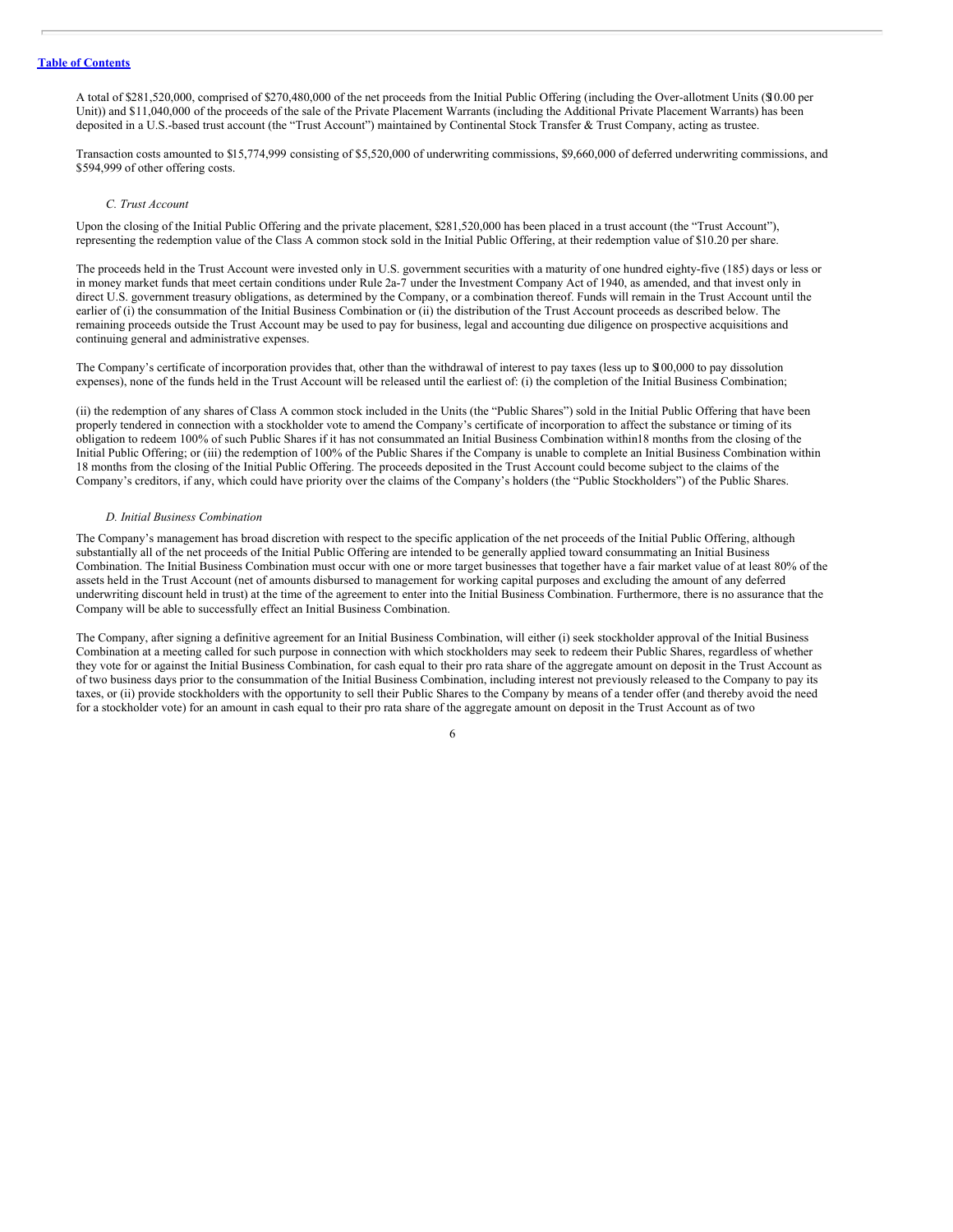A total of $281,520,000, comprised of $270,480,000 of the net proceeds from the Initial Public Offering (including the Over-allotment Units ($10.00 per Unit)) and $11,040,000 of the proceeds of the sale of the Private Placement Warrants (including the Additional Private Placement Warrants) has been deposited in a U.S.-based trust account (the "Trust Account") maintained by Continental Stock Transfer & Trust Company, acting as trustee.

Transaction costs amounted to $15,774,999 consisting of $5,520,000 of underwriting commissions, $9,660,000 of deferred underwriting commissions, and $594,999 of other offering costs.

*C. Trust Account*

Upon the closing of the Initial Public Offering and the private placement, $281,520,000 has been placed in a trust account (the "Trust Account"), representing the redemption value of the Class A common stock sold in the Initial Public Offering, at their redemption value of $10.20 per share.

The proceeds held in the Trust Account were invested only in U.S. government securities with a maturity of one hundred eighty-five (185) days or less or in money market funds that meet certain conditions under Rule 2a-7 under the Investment Company Act of 1940, as amended, and that invest only in direct U.S. government treasury obligations, as determined by the Company, or a combination thereof. Funds will remain in the Trust Account until the earlier of (i) the consummation of the Initial Business Combination or (ii) the distribution of the Trust Account proceeds as described below. The remaining proceeds outside the Trust Account may be used to pay for business, legal and accounting due diligence on prospective acquisitions and continuing general and administrative expenses.

The Company's certificate of incorporation provides that, other than the withdrawal of interest to pay taxes (less up to $100,000 to pay dissolution expenses), none of the funds held in the Trust Account will be released until the earliest of: (i) the completion of the Initial Business Combination;

(ii) the redemption of any shares of Class A common stock included in the Units (the "Public Shares") sold in the Initial Public Offering that have been properly tendered in connection with a stockholder vote to amend the Company's certificate of incorporation to affect the substance or timing of its obligation to redeem 100% of such Public Shares if it has not consummated an Initial Business Combination within 18 months from the closing of the Initial Public Offering; or (iii) the redemption of 100% of the Public Shares if the Company is unable to complete an Initial Business Combination within 18 months from the closing of the Initial Public Offering. The proceeds deposited in the Trust Account could become subject to the claims of the Company's creditors, if any, which could have priority over the claims of the Company's holders (the "Public Stockholders") of the Public Shares.

*D. Initial Business Combination*

The Company's management has broad discretion with respect to the specific application of the net proceeds of the Initial Public Offering, although substantially all of the net proceeds of the Initial Public Offering are intended to be generally applied toward consummating an Initial Business Combination. The Initial Business Combination must occur with one or more target businesses that together have a fair market value of at least 80% of the assets held in the Trust Account (net of amounts disbursed to management for working capital purposes and excluding the amount of any deferred underwriting discount held in trust) at the time of the agreement to enter into the Initial Business Combination. Furthermore, there is no assurance that the Company will be able to successfully effect an Initial Business Combination.

The Company, after signing a definitive agreement for an Initial Business Combination, will either (i) seek stockholder approval of the Initial Business Combination at a meeting called for such purpose in connection with which stockholders may seek to redeem their Public Shares, regardless of whether they vote for or against the Initial Business Combination, for cash equal to their pro rata share of the aggregate amount on deposit in the Trust Account as of two business days prior to the consummation of the Initial Business Combination, including interest not previously released to the Company to pay its taxes, or (ii) provide stockholders with the opportunity to sell their Public Shares to the Company by means of a tender offer (and thereby avoid the need for a stockholder vote) for an amount in cash equal to their pro rata share of the aggregate amount on deposit in the Trust Account as of two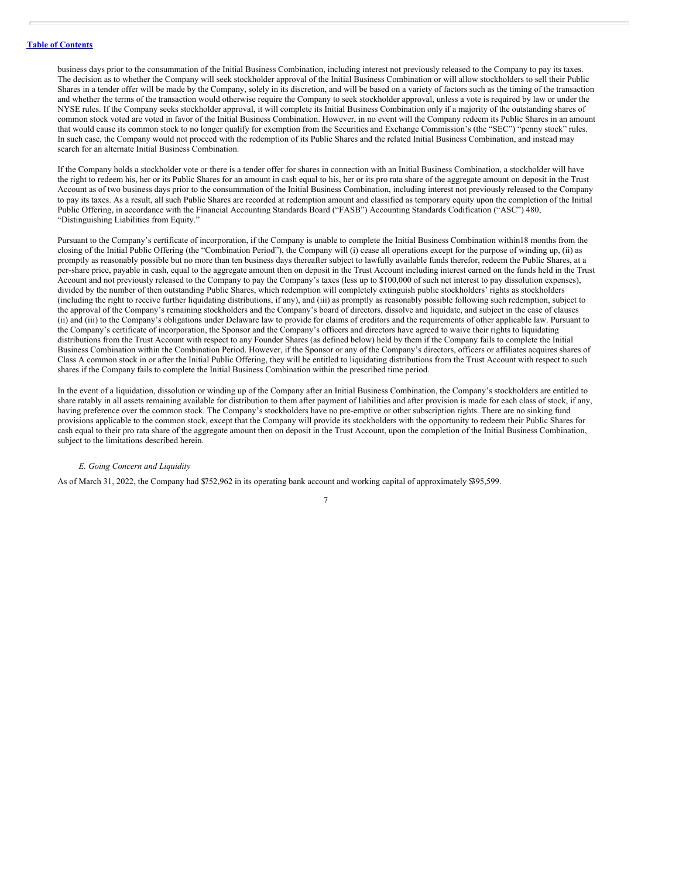business days prior to the consummation of the Initial Business Combination, including interest not previously released to the Company to pay its taxes. The decision as to whether the Company will seek stockholder approval of the Initial Business Combination or will allow stockholders to sell their Public Shares in a tender offer will be made by the Company, solely in its discretion, and will be based on a variety of factors such as the timing of the transaction and whether the terms of the transaction would otherwise require the Company to seek stockholder approval, unless a vote is required by law or under the NYSE rules. If the Company seeks stockholder approval, it will complete its Initial Business Combination only if a majority of the outstanding shares of common stock voted are voted in favor of the Initial Business Combination. However, in no event will the Company redeem its Public Shares in an amount that would cause its common stock to no longer qualify for exemption from the Securities and Exchange Commission's (the "SEC") "penny stock" rules. In such case, the Company would not proceed with the redemption of its Public Shares and the related Initial Business Combination, and instead may search for an alternate Initial Business Combination.

If the Company holds a stockholder vote or there is a tender offer for shares in connection with an Initial Business Combination, a stockholder will have the right to redeem his, her or its Public Shares for an amount in cash equal to his, her or its pro rata share of the aggregate amount on deposit in the Trust Account as of two business days prior to the consummation of the Initial Business Combination, including interest not previously released to the Company to pay its taxes. As a result, all such Public Shares are recorded at redemption amount and classified as temporary equity upon the completion of the Initial Public Offering, in accordance with the Financial Accounting Standards Board ("FASB") Accounting Standards Codification ("ASC") 480, "Distinguishing Liabilities from Equity."

Pursuant to the Company's certificate of incorporation, if the Company is unable to complete the Initial Business Combination within18 months from the closing of the Initial Public Offering (the "Combination Period"), the Company will (i) cease all operations except for the purpose of winding up, (ii) as promptly as reasonably possible but no more than ten business days thereafter subject to lawfully available funds therefor, redeem the Public Shares, at a per-share price, payable in cash, equal to the aggregate amount then on deposit in the Trust Account including interest earned on the funds held in the Trust Account and not previously released to the Company to pay the Company's taxes (less up to $100,000 of such net interest to pay dissolution expenses), divided by the number of then outstanding Public Shares, which redemption will completely extinguish public stockholders' rights as stockholders (including the right to receive further liquidating distributions, if any), and (iii) as promptly as reasonably possible following such redemption, subject to the approval of the Company's remaining stockholders and the Company's board of directors, dissolve and liquidate, and subject in the case of clauses (ii) and (iii) to the Company's obligations under Delaware law to provide for claims of creditors and the requirements of other applicable law. Pursuant to the Company's certificate of incorporation, the Sponsor and the Company's officers and directors have agreed to waive their rights to liquidating distributions from the Trust Account with respect to any Founder Shares (as defined below) held by them if the Company fails to complete the Initial Business Combination within the Combination Period. However, if the Sponsor or any of the Company's directors, officers or affiliates acquires shares of Class A common stock in or after the Initial Public Offering, they will be entitled to liquidating distributions from the Trust Account with respect to such shares if the Company fails to complete the Initial Business Combination within the prescribed time period.

In the event of a liquidation, dissolution or winding up of the Company after an Initial Business Combination, the Company's stockholders are entitled to share ratably in all assets remaining available for distribution to them after payment of liabilities and after provision is made for each class of stock, if any, having preference over the common stock. The Company's stockholders have no pre-emptive or other subscription rights. There are no sinking fund provisions applicable to the common stock, except that the Company will provide its stockholders with the opportunity to redeem their Public Shares for cash equal to their pro rata share of the aggregate amount then on deposit in the Trust Account, upon the completion of the Initial Business Combination, subject to the limitations described herein.

*E. Going Concern and Liquidity*

As of March 31, 2022, the Company had $752,962 in its operating bank account and working capital of approximately $395,599.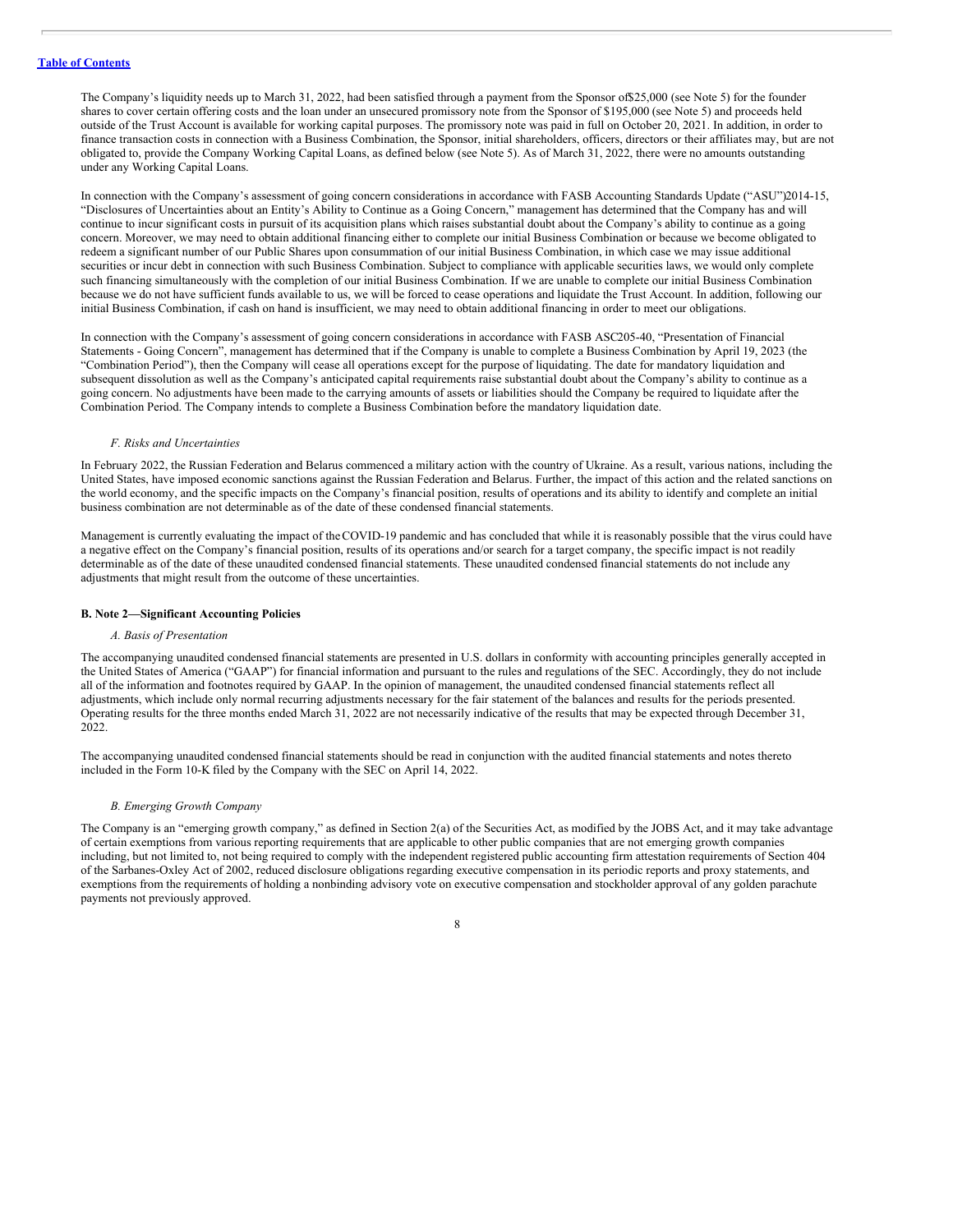The Company's liquidity needs up to March 31, 2022, had been satisfied through a payment from the Sponsor of$25,000 (see Note 5) for the founder shares to cover certain offering costs and the loan under an unsecured promissory note from the Sponsor of $195,000 (see Note 5) and proceeds held outside of the Trust Account is available for working capital purposes. The promissory note was paid in full on October 20, 2021. In addition, in order to finance transaction costs in connection with a Business Combination, the Sponsor, initial shareholders, officers, directors or their affiliates may, but are not obligated to, provide the Company Working Capital Loans, as defined below (see Note 5). As of March 31, 2022, there were no amounts outstanding under any Working Capital Loans.

In connection with the Company's assessment of going concern considerations in accordance with FASB Accounting Standards Update ("ASU")2014-15, "Disclosures of Uncertainties about an Entity's Ability to Continue as a Going Concern," management has determined that the Company has and will continue to incur significant costs in pursuit of its acquisition plans which raises substantial doubt about the Company's ability to continue as a going concern. Moreover, we may need to obtain additional financing either to complete our initial Business Combination or because we become obligated to redeem a significant number of our Public Shares upon consummation of our initial Business Combination, in which case we may issue additional securities or incur debt in connection with such Business Combination. Subject to compliance with applicable securities laws, we would only complete such financing simultaneously with the completion of our initial Business Combination. If we are unable to complete our initial Business Combination because we do not have sufficient funds available to us, we will be forced to cease operations and liquidate the Trust Account. In addition, following our initial Business Combination, if cash on hand is insufficient, we may need to obtain additional financing in order to meet our obligations.

In connection with the Company's assessment of going concern considerations in accordance with FASB ASC205-40, "Presentation of Financial Statements - Going Concern", management has determined that if the Company is unable to complete a Business Combination by April 19, 2023 (the "Combination Period"), then the Company will cease all operations except for the purpose of liquidating. The date for mandatory liquidation and subsequent dissolution as well as the Company's anticipated capital requirements raise substantial doubt about the Company's ability to continue as a going concern. No adjustments have been made to the carrying amounts of assets or liabilities should the Company be required to liquidate after the Combination Period. The Company intends to complete a Business Combination before the mandatory liquidation date.

*F. Risks and Uncertainties*

In February 2022, the Russian Federation and Belarus commenced a military action with the country of Ukraine. As a result, various nations, including the United States, have imposed economic sanctions against the Russian Federation and Belarus. Further, the impact of this action and the related sanctions on the world economy, and the specific impacts on the Company's financial position, results of operations and its ability to identify and complete an initial business combination are not determinable as of the date of these condensed financial statements.

Management is currently evaluating the impact of the COVID-19 pandemic and has concluded that while it is reasonably possible that the virus could have a negative effect on the Company's financial position, results of its operations and/or search for a target company, the specific impact is not readily determinable as of the date of these unaudited condensed financial statements. These unaudited condensed financial statements do not include any adjustments that might result from the outcome of these uncertainties.

**B. Note 2—Significant Accounting Policies**

*A. Basis of Presentation*

The accompanying unaudited condensed financial statements are presented in U.S. dollars in conformity with accounting principles generally accepted in the United States of America ("GAAP") for financial information and pursuant to the rules and regulations of the SEC. Accordingly, they do not include all of the information and footnotes required by GAAP. In the opinion of management, the unaudited condensed financial statements reflect all adjustments, which include only normal recurring adjustments necessary for the fair statement of the balances and results for the periods presented. Operating results for the three months ended March 31, 2022 are not necessarily indicative of the results that may be expected through December 31, 2022.

The accompanying unaudited condensed financial statements should be read in conjunction with the audited financial statements and notes thereto included in the Form 10-K filed by the Company with the SEC on April 14, 2022.

*B. Emerging Growth Company*

The Company is an "emerging growth company," as defined in Section 2(a) of the Securities Act, as modified by the JOBS Act, and it may take advantage of certain exemptions from various reporting requirements that are applicable to other public companies that are not emerging growth companies including, but not limited to, not being required to comply with the independent registered public accounting firm attestation requirements of Section 404 of the Sarbanes-Oxley Act of 2002, reduced disclosure obligations regarding executive compensation in its periodic reports and proxy statements, and exemptions from the requirements of holding a nonbinding advisory vote on executive compensation and stockholder approval of any golden parachute payments not previously approved.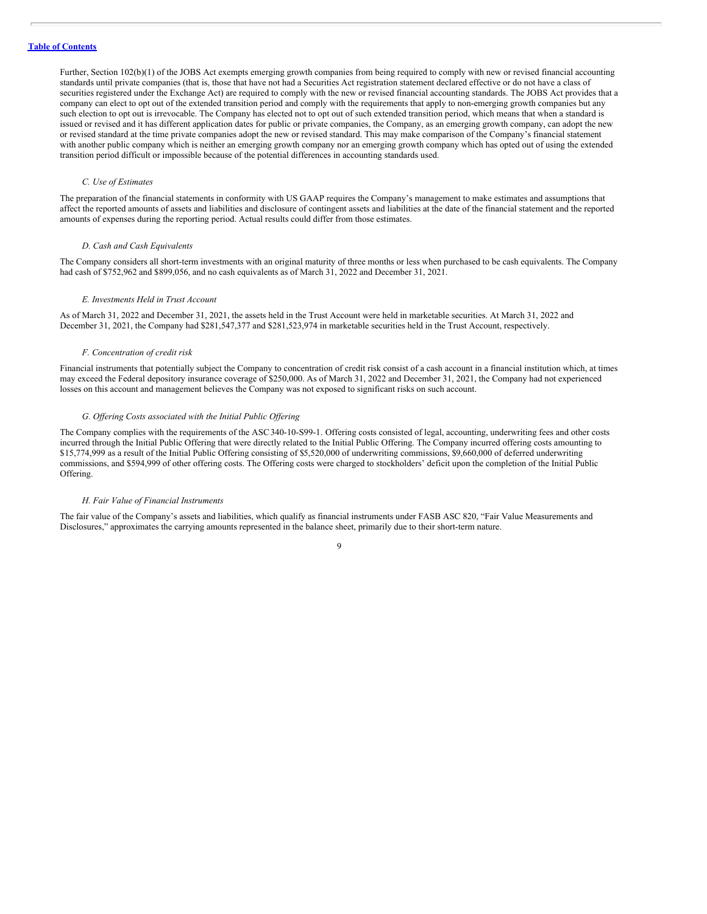Further, Section 102(b)(1) of the JOBS Act exempts emerging growth companies from being required to comply with new or revised financial accounting standards until private companies (that is, those that have not had a Securities Act registration statement declared effective or do not have a class of securities registered under the Exchange Act) are required to comply with the new or revised financial accounting standards. The JOBS Act provides that a company can elect to opt out of the extended transition period and comply with the requirements that apply to non-emerging growth companies but any such election to opt out is irrevocable. The Company has elected not to opt out of such extended transition period, which means that when a standard is issued or revised and it has different application dates for public or private companies, the Company, as an emerging growth company, can adopt the new or revised standard at the time private companies adopt the new or revised standard. This may make comparison of the Company's financial statement with another public company which is neither an emerging growth company nor an emerging growth company which has opted out of using the extended transition period difficult or impossible because of the potential differences in accounting standards used.

*C. Use of Estimates*

The preparation of the financial statements in conformity with US GAAP requires the Company's management to make estimates and assumptions that affect the reported amounts of assets and liabilities and disclosure of contingent assets and liabilities at the date of the financial statement and the reported amounts of expenses during the reporting period. Actual results could differ from those estimates.

*D. Cash and Cash Equivalents*

The Company considers all short-term investments with an original maturity of three months or less when purchased to be cash equivalents. The Company had cash of $752,962 and $899,056, and no cash equivalents as of March 31, 2022 and December 31, 2021.

*E. Investments Held in Trust Account*

As of March 31, 2022 and December 31, 2021, the assets held in the Trust Account were held in marketable securities. At March 31, 2022 and December 31, 2021, the Company had $281,547,377 and $281,523,974 in marketable securities held in the Trust Account, respectively.

*F. Concentration of credit risk*

Financial instruments that potentially subject the Company to concentration of credit risk consist of a cash account in a financial institution which, at times may exceed the Federal depository insurance coverage of $250,000. As of March 31, 2022 and December 31, 2021, the Company had not experienced losses on this account and management believes the Company was not exposed to significant risks on such account.

*G. Offering Costs associated with the Initial Public Offering*

The Company complies with the requirements of the ASC 340-10-S99-1. Offering costs consisted of legal, accounting, underwriting fees and other costs incurred through the Initial Public Offering that were directly related to the Initial Public Offering. The Company incurred offering costs amounting to $15,774,999 as a result of the Initial Public Offering consisting of $5,520,000 of underwriting commissions, $9,660,000 of deferred underwriting commissions, and $594,999 of other offering costs. The Offering costs were charged to stockholders' deficit upon the completion of the Initial Public Offering.

*H. Fair Value of Financial Instruments*

The fair value of the Company's assets and liabilities, which qualify as financial instruments under FASB ASC 820, "Fair Value Measurements and Disclosures," approximates the carrying amounts represented in the balance sheet, primarily due to their short-term nature.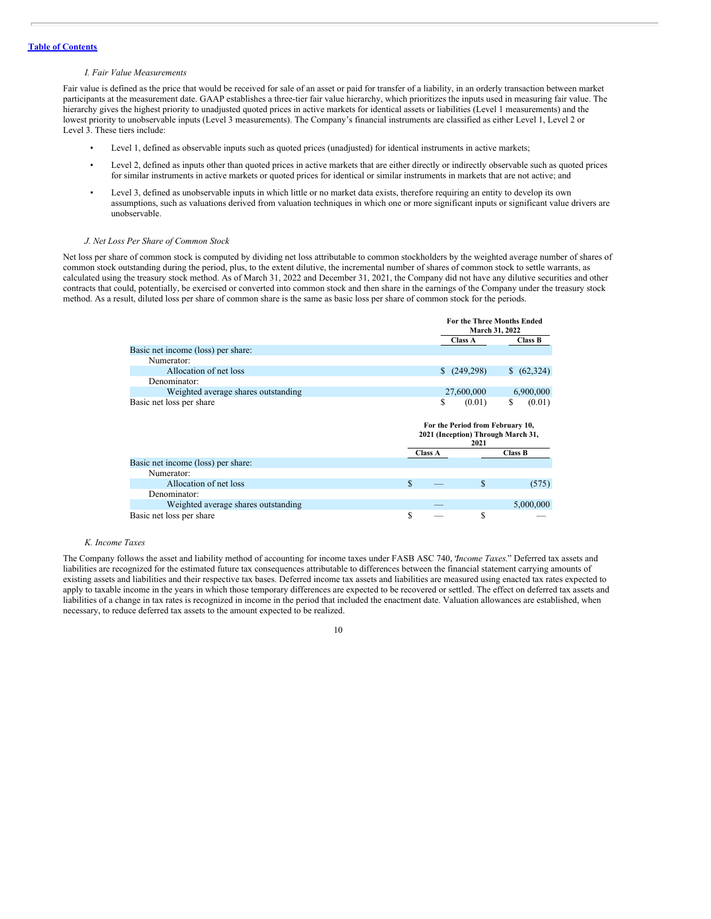*I. Fair Value Measurements*

Fair value is defined as the price that would be received for sale of an asset or paid for transfer of a liability, in an orderly transaction between market participants at the measurement date. GAAP establishes a three-tier fair value hierarchy, which prioritizes the inputs used in measuring fair value. The hierarchy gives the highest priority to unadjusted quoted prices in active markets for identical assets or liabilities (Level 1 measurements) and the lowest priority to unobservable inputs (Level 3 measurements). The Company's financial instruments are classified as either Level 1, Level 2 or Level 3. These tiers include:

- Level 1, defined as observable inputs such as quoted prices (unadjusted) for identical instruments in active markets;
- Level 2, defined as inputs other than quoted prices in active markets that are either directly or indirectly observable such as quoted prices for similar instruments in active markets or quoted prices for identical or similar instruments in markets that are not active; and
- Level 3, defined as unobservable inputs in which little or no market data exists, therefore requiring an entity to develop its own assumptions, such as valuations derived from valuation techniques in which one or more significant inputs or significant value drivers are unobservable.

*J. Net Loss Per Share of Common Stock*

Net loss per share of common stock is computed by dividing net loss attributable to common stockholders by the weighted average number of shares of common stock outstanding during the period, plus, to the extent dilutive, the incremental number of shares of common stock to settle warrants, as calculated using the treasury stock method. As of March 31, 2022 and December 31, 2021, the Company did not have any dilutive securities and other contracts that could, potentially, be exercised or converted into common stock and then share in the earnings of the Company under the treasury stock method. As a result, diluted loss per share of common share is the same as basic loss per share of common stock for the periods.

| | For the Three Months Ended March 31, 2022 | |
|---|---|---|
| | Class A | Class B |
| Basic net income (loss) per share: | | |
| Numerator: | | |
| Allocation of net loss | $ (249,298) | $ (62,324) |
| Denominator: | | |
| Weighted average shares outstanding | 27,600,000 | 6,900,000 |
| Basic net loss per share | $ (0.01) | $ (0.01) |

| | For the Period from February 10, 2021 (Inception) Through March 31, 2021 | |
|---|---|---|
| | Class A | Class B |
| Basic net income (loss) per share: | | |
| Numerator: | | |
| Allocation of net loss | $ — | $ (575) |
| Denominator: | | |
| Weighted average shares outstanding | — | 5,000,000 |
| Basic net loss per share | $ — | $ — |

*K. Income Taxes*

The Company follows the asset and liability method of accounting for income taxes under FASB ASC 740, "*Income Taxes.*" Deferred tax assets and liabilities are recognized for the estimated future tax consequences attributable to differences between the financial statement carrying amounts of existing assets and liabilities and their respective tax bases. Deferred income tax assets and liabilities are measured using enacted tax rates expected to apply to taxable income in the years in which those temporary differences are expected to be recovered or settled. The effect on deferred tax assets and liabilities of a change in tax rates is recognized in income in the period that included the enactment date. Valuation allowances are established, when necessary, to reduce deferred tax assets to the amount expected to be realized.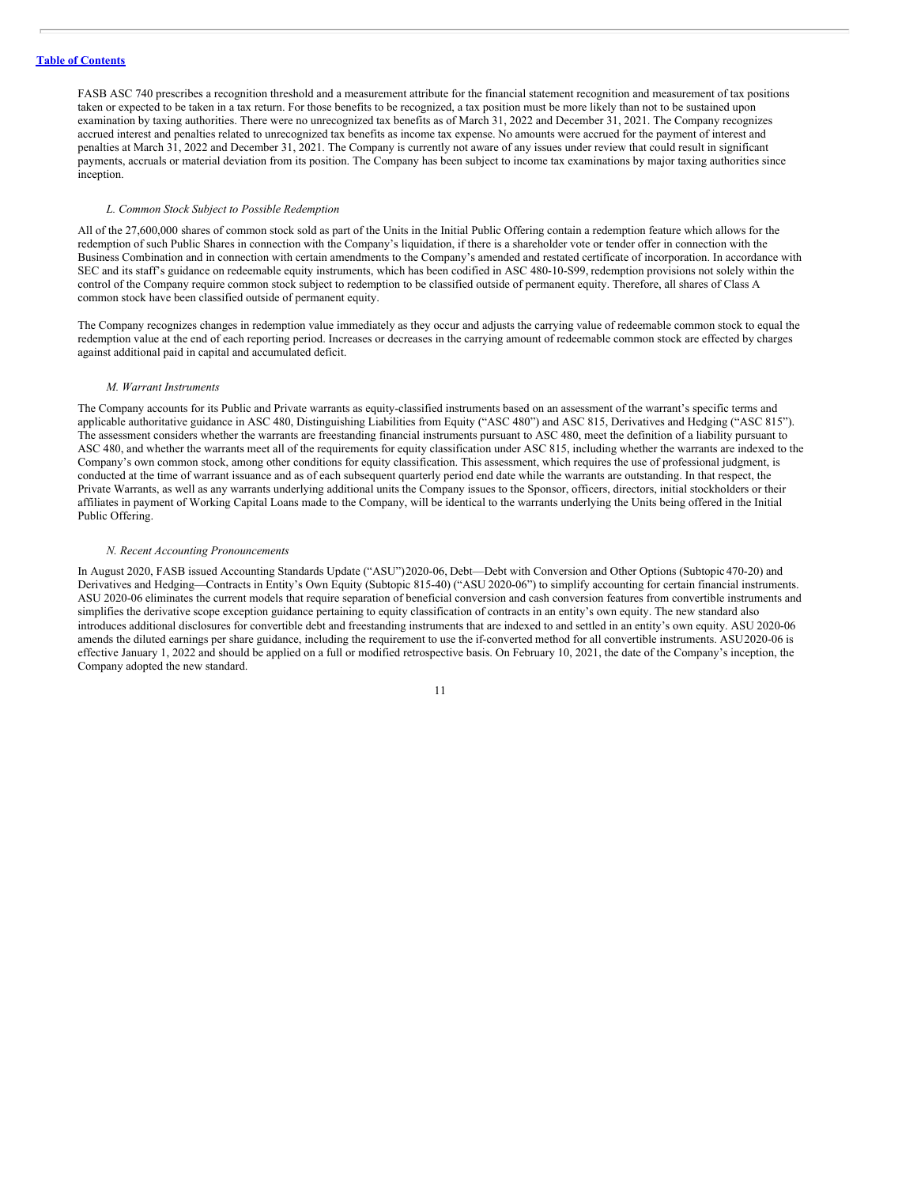FASB ASC 740 prescribes a recognition threshold and a measurement attribute for the financial statement recognition and measurement of tax positions taken or expected to be taken in a tax return. For those benefits to be recognized, a tax position must be more likely than not to be sustained upon examination by taxing authorities. There were no unrecognized tax benefits as of March 31, 2022 and December 31, 2021. The Company recognizes accrued interest and penalties related to unrecognized tax benefits as income tax expense. No amounts were accrued for the payment of interest and penalties at March 31, 2022 and December 31, 2021. The Company is currently not aware of any issues under review that could result in significant payments, accruals or material deviation from its position. The Company has been subject to income tax examinations by major taxing authorities since inception.

*L. Common Stock Subject to Possible Redemption*

All of the 27,600,000 shares of common stock sold as part of the Units in the Initial Public Offering contain a redemption feature which allows for the redemption of such Public Shares in connection with the Company's liquidation, if there is a shareholder vote or tender offer in connection with the Business Combination and in connection with certain amendments to the Company's amended and restated certificate of incorporation. In accordance with SEC and its staff's guidance on redeemable equity instruments, which has been codified in ASC 480-10-S99, redemption provisions not solely within the control of the Company require common stock subject to redemption to be classified outside of permanent equity. Therefore, all shares of Class A common stock have been classified outside of permanent equity.

The Company recognizes changes in redemption value immediately as they occur and adjusts the carrying value of redeemable common stock to equal the redemption value at the end of each reporting period. Increases or decreases in the carrying amount of redeemable common stock are effected by charges against additional paid in capital and accumulated deficit.

*M. Warrant Instruments*

The Company accounts for its Public and Private warrants as equity-classified instruments based on an assessment of the warrant's specific terms and applicable authoritative guidance in ASC 480, Distinguishing Liabilities from Equity ("ASC 480") and ASC 815, Derivatives and Hedging ("ASC 815"). The assessment considers whether the warrants are freestanding financial instruments pursuant to ASC 480, meet the definition of a liability pursuant to ASC 480, and whether the warrants meet all of the requirements for equity classification under ASC 815, including whether the warrants are indexed to the Company's own common stock, among other conditions for equity classification. This assessment, which requires the use of professional judgment, is conducted at the time of warrant issuance and as of each subsequent quarterly period end date while the warrants are outstanding. In that respect, the Private Warrants, as well as any warrants underlying additional units the Company issues to the Sponsor, officers, directors, initial stockholders or their affiliates in payment of Working Capital Loans made to the Company, will be identical to the warrants underlying the Units being offered in the Initial Public Offering.

*N. Recent Accounting Pronouncements*

In August 2020, FASB issued Accounting Standards Update ("ASU")2020-06, Debt—Debt with Conversion and Other Options (Subtopic 470-20) and Derivatives and Hedging—Contracts in Entity's Own Equity (Subtopic 815-40) ("ASU 2020-06") to simplify accounting for certain financial instruments. ASU 2020-06 eliminates the current models that require separation of beneficial conversion and cash conversion features from convertible instruments and simplifies the derivative scope exception guidance pertaining to equity classification of contracts in an entity's own equity. The new standard also introduces additional disclosures for convertible debt and freestanding instruments that are indexed to and settled in an entity's own equity. ASU 2020-06 amends the diluted earnings per share guidance, including the requirement to use the if-converted method for all convertible instruments. ASU2020-06 is effective January 1, 2022 and should be applied on a full or modified retrospective basis. On February 10, 2021, the date of the Company's inception, the Company adopted the new standard.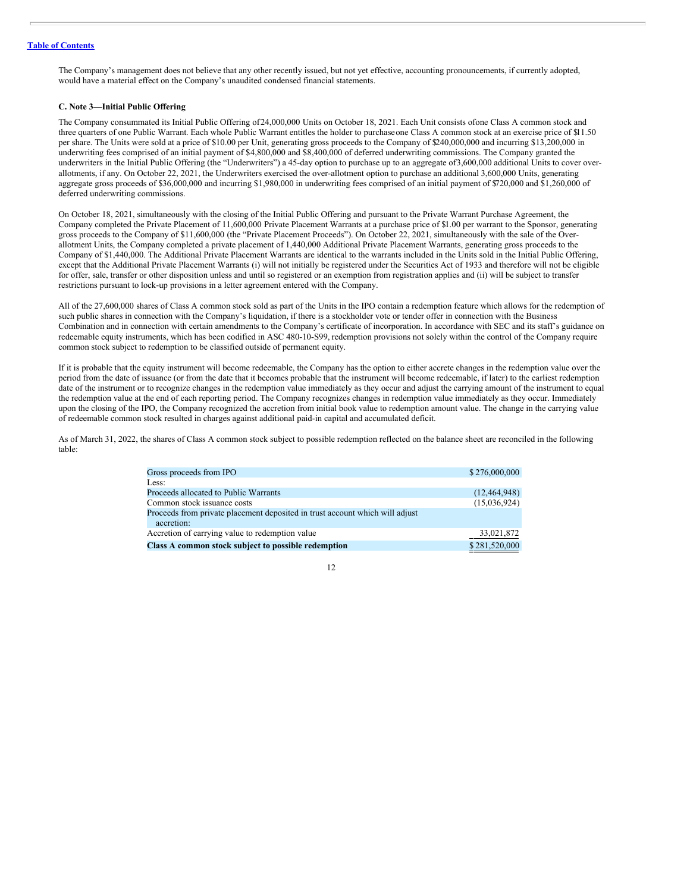The Company's management does not believe that any other recently issued, but not yet effective, accounting pronouncements, if currently adopted, would have a material effect on the Company's unaudited condensed financial statements.

### C. Note 3—Initial Public Offering

The Company consummated its Initial Public Offering of 24,000,000 Units on October 18, 2021. Each Unit consists of one Class A common stock and three quarters of one Public Warrant. Each whole Public Warrant entitles the holder to purchase one Class A common stock at an exercise price of $11.50 per share. The Units were sold at a price of $10.00 per Unit, generating gross proceeds to the Company of $240,000,000 and incurring $13,200,000 in underwriting fees comprised of an initial payment of $4,800,000 and $8,400,000 of deferred underwriting commissions. The Company granted the underwriters in the Initial Public Offering (the "Underwriters") a 45-day option to purchase up to an aggregate of 3,600,000 additional Units to cover over-allotments, if any. On October 22, 2021, the Underwriters exercised the over-allotment option to purchase an additional 3,600,000 Units, generating aggregate gross proceeds of $36,000,000 and incurring $1,980,000 in underwriting fees comprised of an initial payment of $720,000 and $1,260,000 of deferred underwriting commissions.

On October 18, 2021, simultaneously with the closing of the Initial Public Offering and pursuant to the Private Warrant Purchase Agreement, the Company completed the Private Placement of 11,600,000 Private Placement Warrants at a purchase price of $1.00 per warrant to the Sponsor, generating gross proceeds to the Company of $11,600,000 (the "Private Placement Proceeds"). On October 22, 2021, simultaneously with the sale of the Over-allotment Units, the Company completed a private placement of 1,440,000 Additional Private Placement Warrants, generating gross proceeds to the Company of $1,440,000. The Additional Private Placement Warrants are identical to the warrants included in the Units sold in the Initial Public Offering, except that the Additional Private Placement Warrants (i) will not initially be registered under the Securities Act of 1933 and therefore will not be eligible for offer, sale, transfer or other disposition unless and until so registered or an exemption from registration applies and (ii) will be subject to transfer restrictions pursuant to lock-up provisions in a letter agreement entered with the Company.

All of the 27,600,000 shares of Class A common stock sold as part of the Units in the IPO contain a redemption feature which allows for the redemption of such public shares in connection with the Company's liquidation, if there is a stockholder vote or tender offer in connection with the Business Combination and in connection with certain amendments to the Company's certificate of incorporation. In accordance with SEC and its staff's guidance on redeemable equity instruments, which has been codified in ASC 480-10-S99, redemption provisions not solely within the control of the Company require common stock subject to redemption to be classified outside of permanent equity.

If it is probable that the equity instrument will become redeemable, the Company has the option to either accrete changes in the redemption value over the period from the date of issuance (or from the date that it becomes probable that the instrument will become redeemable, if later) to the earliest redemption date of the instrument or to recognize changes in the redemption value immediately as they occur and adjust the carrying amount of the instrument to equal the redemption value at the end of each reporting period. The Company recognizes changes in redemption value immediately as they occur. Immediately upon the closing of the IPO, the Company recognized the accretion from initial book value to redemption amount value. The change in the carrying value of redeemable common stock resulted in charges against additional paid-in capital and accumulated deficit.

As of March 31, 2022, the shares of Class A common stock subject to possible redemption reflected on the balance sheet are reconciled in the following table:

| | |
|---|---|
| Gross proceeds from IPO | $ 276,000,000 |
| Less: | |
| Proceeds allocated to Public Warrants | (12,464,948) |
| Common stock issuance costs | (15,036,924) |
| Proceeds from private placement deposited in trust account which will adjust accretion: | |
| Accretion of carrying value to redemption value | 33,021,872 |
| **Class A common stock subject to possible redemption** | $ 281,520,000 |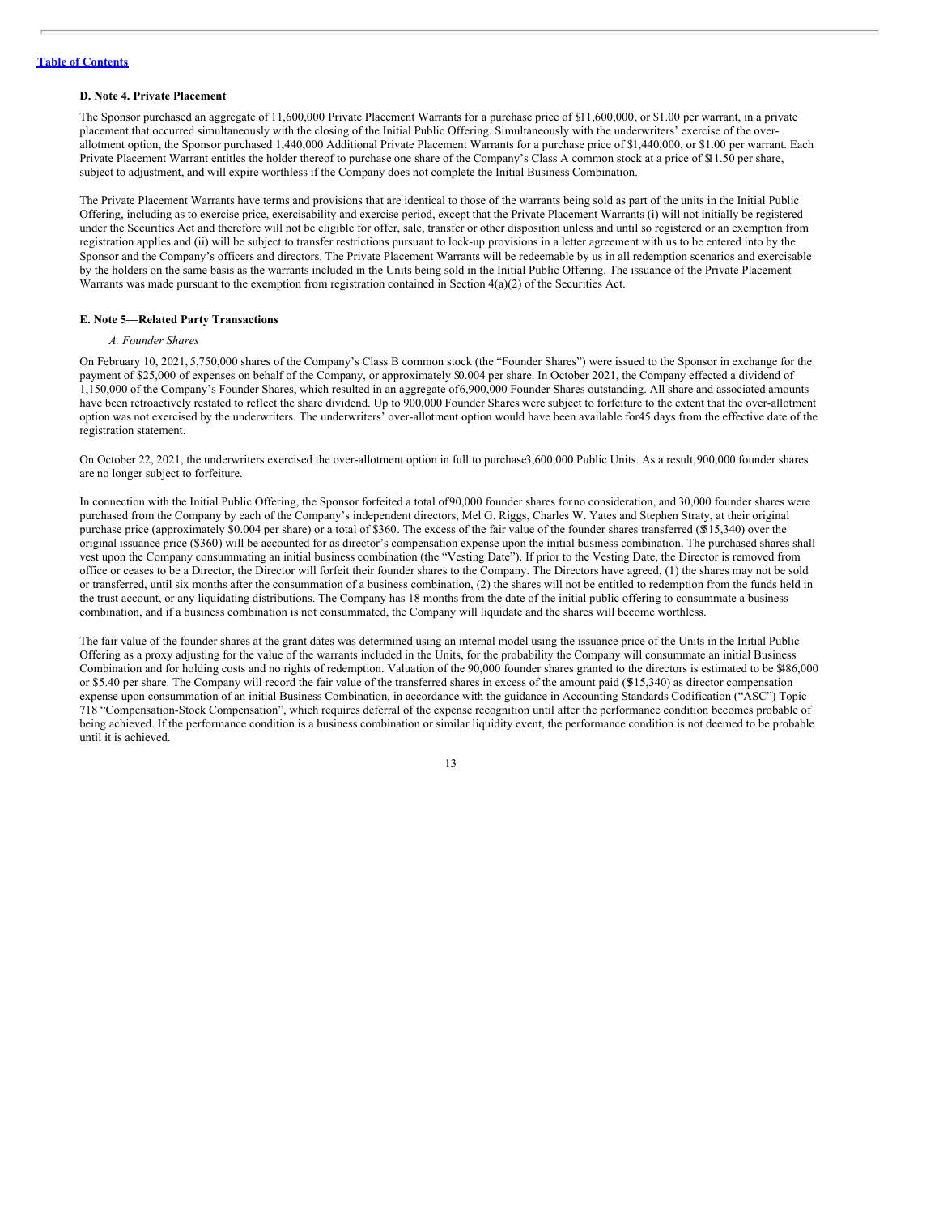### D. Note 4. Private Placement

The Sponsor purchased an aggregate of 11,600,000 Private Placement Warrants for a purchase price of $11,600,000, or $1.00 per warrant, in a private placement that occurred simultaneously with the closing of the Initial Public Offering. Simultaneously with the underwriters' exercise of the over-allotment option, the Sponsor purchased 1,440,000 Additional Private Placement Warrants for a purchase price of $1,440,000, or $1.00 per warrant. Each Private Placement Warrant entitles the holder thereof to purchase one share of the Company's Class A common stock at a price of $11.50 per share, subject to adjustment, and will expire worthless if the Company does not complete the Initial Business Combination.

The Private Placement Warrants have terms and provisions that are identical to those of the warrants being sold as part of the units in the Initial Public Offering, including as to exercise price, exercisability and exercise period, except that the Private Placement Warrants (i) will not initially be registered under the Securities Act and therefore will not be eligible for offer, sale, transfer or other disposition unless and until so registered or an exemption from registration applies and (ii) will be subject to transfer restrictions pursuant to lock-up provisions in a letter agreement with us to be entered into by the Sponsor and the Company's officers and directors. The Private Placement Warrants will be redeemable by us in all redemption scenarios and exercisable by the holders on the same basis as the warrants included in the Units being sold in the Initial Public Offering. The issuance of the Private Placement Warrants was made pursuant to the exemption from registration contained in Section 4(a)(2) of the Securities Act.

### E. Note 5—Related Party Transactions

*A. Founder Shares*

On February 10, 2021, 5,750,000 shares of the Company's Class B common stock (the "Founder Shares") were issued to the Sponsor in exchange for the payment of $25,000 of expenses on behalf of the Company, or approximately $0.004 per share. In October 2021, the Company effected a dividend of 1,150,000 of the Company's Founder Shares, which resulted in an aggregate of 6,900,000 Founder Shares outstanding. All share and associated amounts have been retroactively restated to reflect the share dividend. Up to 900,000 Founder Shares were subject to forfeiture to the extent that the over-allotment option was not exercised by the underwriters. The underwriters' over-allotment option would have been available for 45 days from the effective date of the registration statement.

On October 22, 2021, the underwriters exercised the over-allotment option in full to purchase 3,600,000 Public Units. As a result, 900,000 founder shares are no longer subject to forfeiture.

In connection with the Initial Public Offering, the Sponsor forfeited a total of 90,000 founder shares for no consideration, and 30,000 founder shares were purchased from the Company by each of the Company's independent directors, Mel G. Riggs, Charles W. Yates and Stephen Straty, at their original purchase price (approximately $0.004 per share) or a total of $360. The excess of the fair value of the founder shares transferred ($15,340) over the original issuance price ($360) will be accounted for as director's compensation expense upon the initial business combination. The purchased shares shall vest upon the Company consummating an initial business combination (the "Vesting Date"). If prior to the Vesting Date, the Director is removed from office or ceases to be a Director, the Director will forfeit their founder shares to the Company. The Directors have agreed, (1) the shares may not be sold or transferred, until six months after the consummation of a business combination, (2) the shares will not be entitled to redemption from the funds held in the trust account, or any liquidating distributions. The Company has 18 months from the date of the initial public offering to consummate a business combination, and if a business combination is not consummated, the Company will liquidate and the shares will become worthless.

The fair value of the founder shares at the grant dates was determined using an internal model using the issuance price of the Units in the Initial Public Offering as a proxy adjusting for the value of the warrants included in the Units, for the probability the Company will consummate an initial Business Combination and for holding costs and no rights of redemption. Valuation of the 90,000 founder shares granted to the directors is estimated to be $486,000 or $5.40 per share. The Company will record the fair value of the transferred shares in excess of the amount paid ($15,340) as director compensation expense upon consummation of an initial Business Combination, in accordance with the guidance in Accounting Standards Codification ("ASC") Topic 718 "Compensation-Stock Compensation", which requires deferral of the expense recognition until after the performance condition becomes probable of being achieved. If the performance condition is a business combination or similar liquidity event, the performance condition is not deemed to be probable until it is achieved.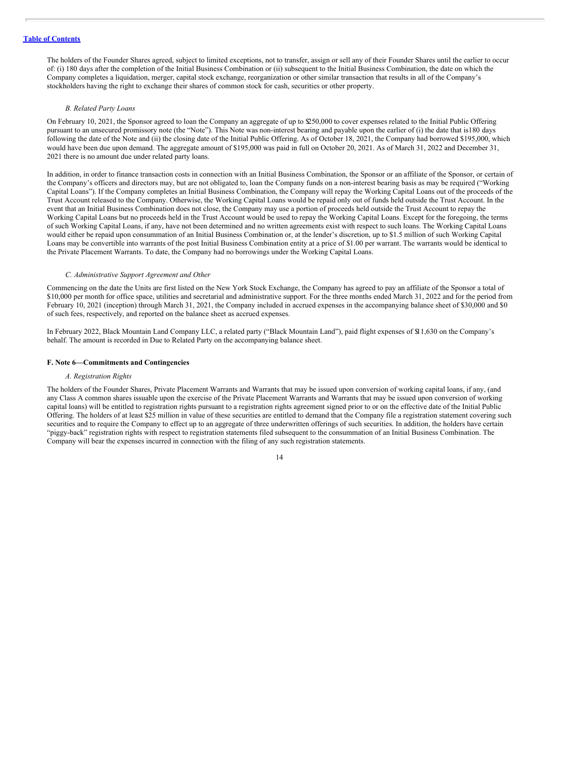The holders of the Founder Shares agreed, subject to limited exceptions, not to transfer, assign or sell any of their Founder Shares until the earlier to occur of: (i) 180 days after the completion of the Initial Business Combination or (ii) subsequent to the Initial Business Combination, the date on which the Company completes a liquidation, merger, capital stock exchange, reorganization or other similar transaction that results in all of the Company's stockholders having the right to exchange their shares of common stock for cash, securities or other property.

*B. Related Party Loans*

On February 10, 2021, the Sponsor agreed to loan the Company an aggregate of up to $250,000 to cover expenses related to the Initial Public Offering pursuant to an unsecured promissory note (the "Note"). This Note was non-interest bearing and payable upon the earlier of (i) the date that is180 days following the date of the Note and (ii) the closing date of the Initial Public Offering. As of October 18, 2021, the Company had borrowed $195,000, which would have been due upon demand. The aggregate amount of $195,000 was paid in full on October 20, 2021. As of March 31, 2022 and December 31, 2021 there is no amount due under related party loans.

In addition, in order to finance transaction costs in connection with an Initial Business Combination, the Sponsor or an affiliate of the Sponsor, or certain of the Company's officers and directors may, but are not obligated to, loan the Company funds on a non-interest bearing basis as may be required ("Working Capital Loans"). If the Company completes an Initial Business Combination, the Company will repay the Working Capital Loans out of the proceeds of the Trust Account released to the Company. Otherwise, the Working Capital Loans would be repaid only out of funds held outside the Trust Account. In the event that an Initial Business Combination does not close, the Company may use a portion of proceeds held outside the Trust Account to repay the Working Capital Loans but no proceeds held in the Trust Account would be used to repay the Working Capital Loans. Except for the foregoing, the terms of such Working Capital Loans, if any, have not been determined and no written agreements exist with respect to such loans. The Working Capital Loans would either be repaid upon consummation of an Initial Business Combination or, at the lender's discretion, up to $1.5 million of such Working Capital Loans may be convertible into warrants of the post Initial Business Combination entity at a price of $1.00 per warrant. The warrants would be identical to the Private Placement Warrants. To date, the Company had no borrowings under the Working Capital Loans.

*C. Administrative Support Agreement and Other*

Commencing on the date the Units are first listed on the New York Stock Exchange, the Company has agreed to pay an affiliate of the Sponsor a total of $10,000 per month for office space, utilities and secretarial and administrative support. For the three months ended March 31, 2022 and for the period from February 10, 2021 (inception) through March 31, 2021, the Company included in accrued expenses in the accompanying balance sheet of $30,000 and $0 of such fees, respectively, and reported on the balance sheet as accrued expenses.

In February 2022, Black Mountain Land Company LLC, a related party ("Black Mountain Land"), paid flight expenses of $11,630 on the Company's behalf. The amount is recorded in Due to Related Party on the accompanying balance sheet.

**F. Note 6—Commitments and Contingencies**

*A. Registration Rights*

The holders of the Founder Shares, Private Placement Warrants and Warrants that may be issued upon conversion of working capital loans, if any, (and any Class A common shares issuable upon the exercise of the Private Placement Warrants and Warrants that may be issued upon conversion of working capital loans) will be entitled to registration rights pursuant to a registration rights agreement signed prior to or on the effective date of the Initial Public Offering. The holders of at least $25 million in value of these securities are entitled to demand that the Company file a registration statement covering such securities and to require the Company to effect up to an aggregate of three underwritten offerings of such securities. In addition, the holders have certain "piggy-back" registration rights with respect to registration statements filed subsequent to the consummation of an Initial Business Combination. The Company will bear the expenses incurred in connection with the filing of any such registration statements.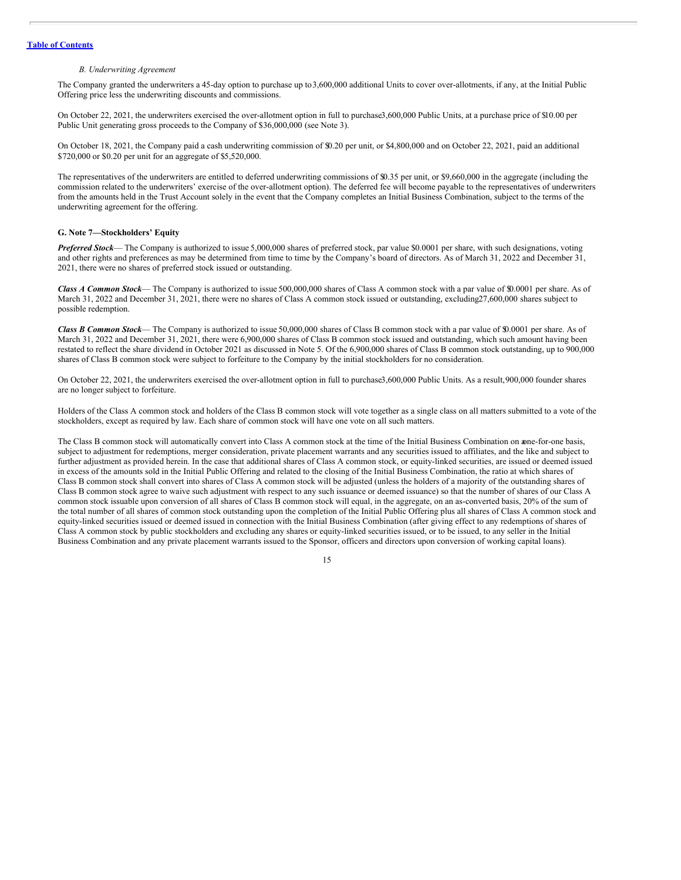*B. Underwriting Agreement*

The Company granted the underwriters a 45-day option to purchase up to 3,600,000 additional Units to cover over-allotments, if any, at the Initial Public Offering price less the underwriting discounts and commissions.

On October 22, 2021, the underwriters exercised the over-allotment option in full to purchase 3,600,000 Public Units, at a purchase price of $10.00 per Public Unit generating gross proceeds to the Company of $36,000,000 (see Note 3).

On October 18, 2021, the Company paid a cash underwriting commission of $0.20 per unit, or $4,800,000 and on October 22, 2021, paid an additional $720,000 or $0.20 per unit for an aggregate of $5,520,000.

The representatives of the underwriters are entitled to deferred underwriting commissions of $0.35 per unit, or $9,660,000 in the aggregate (including the commission related to the underwriters' exercise of the over-allotment option). The deferred fee will become payable to the representatives of underwriters from the amounts held in the Trust Account solely in the event that the Company completes an Initial Business Combination, subject to the terms of the underwriting agreement for the offering.

**G. Note 7—Stockholders' Equity**

***Preferred Stock***— The Company is authorized to issue 5,000,000 shares of preferred stock, par value $0.0001 per share, with such designations, voting and other rights and preferences as may be determined from time to time by the Company's board of directors. As of March 31, 2022 and December 31, 2021, there were no shares of preferred stock issued or outstanding.

***Class A Common Stock***— The Company is authorized to issue 500,000,000 shares of Class A common stock with a par value of $0.0001 per share. As of March 31, 2022 and December 31, 2021, there were no shares of Class A common stock issued or outstanding, excluding 27,600,000 shares subject to possible redemption.

***Class B Common Stock***— The Company is authorized to issue 50,000,000 shares of Class B common stock with a par value of $0.0001 per share. As of March 31, 2022 and December 31, 2021, there were 6,900,000 shares of Class B common stock issued and outstanding, which such amount having been restated to reflect the share dividend in October 2021 as discussed in Note 5. Of the 6,900,000 shares of Class B common stock outstanding, up to 900,000 shares of Class B common stock were subject to forfeiture to the Company by the initial stockholders for no consideration.

On October 22, 2021, the underwriters exercised the over-allotment option in full to purchase 3,600,000 Public Units. As a result, 900,000 founder shares are no longer subject to forfeiture.

Holders of the Class A common stock and holders of the Class B common stock will vote together as a single class on all matters submitted to a vote of the stockholders, except as required by law. Each share of common stock will have one vote on all such matters.

The Class B common stock will automatically convert into Class A common stock at the time of the Initial Business Combination on a one-for-one basis, subject to adjustment for redemptions, merger consideration, private placement warrants and any securities issued to affiliates, and the like and subject to further adjustment as provided herein. In the case that additional shares of Class A common stock, or equity-linked securities, are issued or deemed issued in excess of the amounts sold in the Initial Public Offering and related to the closing of the Initial Business Combination, the ratio at which shares of Class B common stock shall convert into shares of Class A common stock will be adjusted (unless the holders of a majority of the outstanding shares of Class B common stock agree to waive such adjustment with respect to any such issuance or deemed issuance) so that the number of shares of our Class A common stock issuable upon conversion of all shares of Class B common stock will equal, in the aggregate, on an as-converted basis, 20% of the sum of the total number of all shares of common stock outstanding upon the completion of the Initial Public Offering plus all shares of Class A common stock and equity-linked securities issued or deemed issued in connection with the Initial Business Combination (after giving effect to any redemptions of shares of Class A common stock by public stockholders and excluding any shares or equity-linked securities issued, or to be issued, to any seller in the Initial Business Combination and any private placement warrants issued to the Sponsor, officers and directors upon conversion of working capital loans).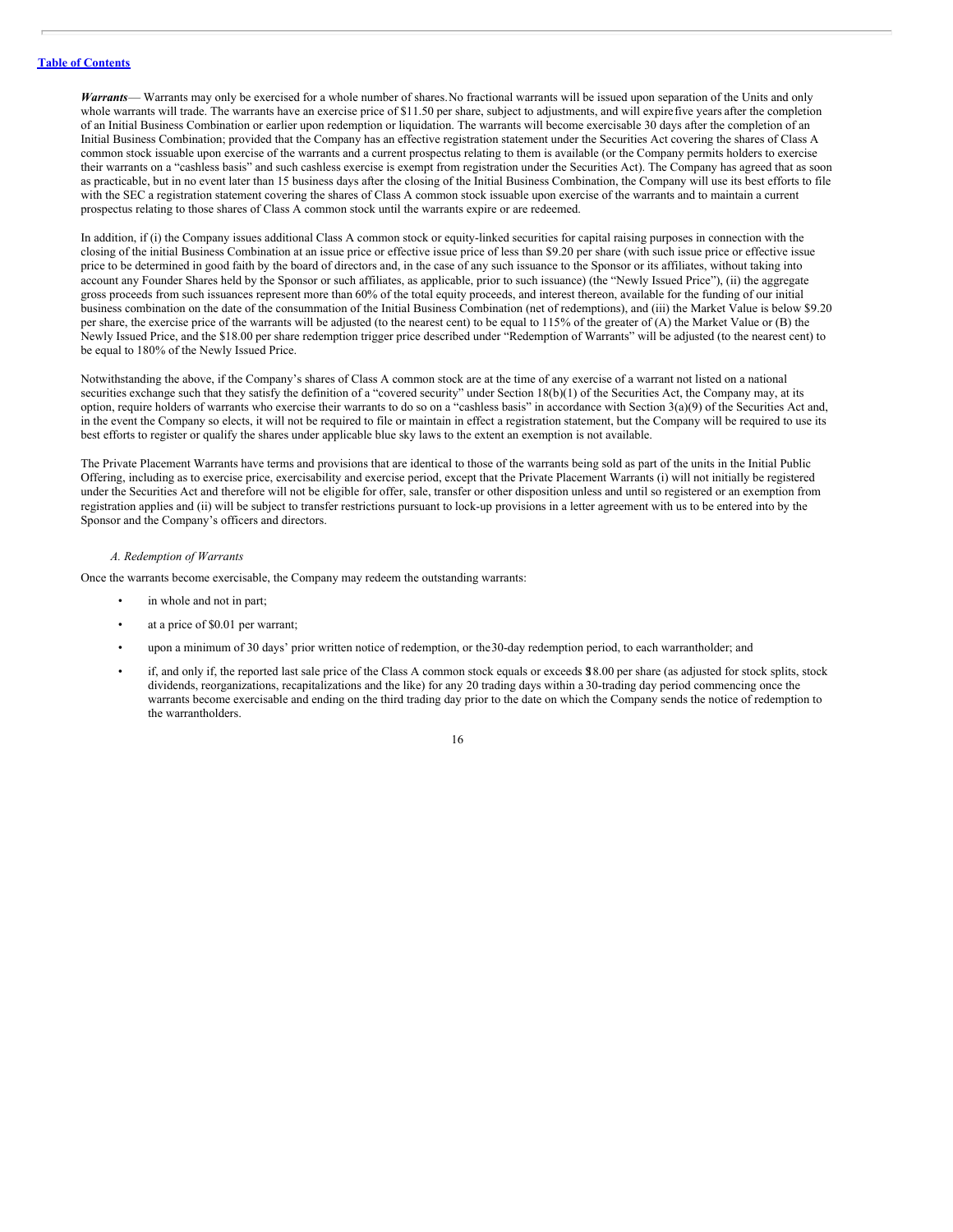***Warrants***— Warrants may only be exercised for a whole number of shares. No fractional warrants will be issued upon separation of the Units and only whole warrants will trade. The warrants have an exercise price of $11.50 per share, subject to adjustments, and will expire five years after the completion of an Initial Business Combination or earlier upon redemption or liquidation. The warrants will become exercisable 30 days after the completion of an Initial Business Combination; provided that the Company has an effective registration statement under the Securities Act covering the shares of Class A common stock issuable upon exercise of the warrants and a current prospectus relating to them is available (or the Company permits holders to exercise their warrants on a "cashless basis" and such cashless exercise is exempt from registration under the Securities Act). The Company has agreed that as soon as practicable, but in no event later than 15 business days after the closing of the Initial Business Combination, the Company will use its best efforts to file with the SEC a registration statement covering the shares of Class A common stock issuable upon exercise of the warrants and to maintain a current prospectus relating to those shares of Class A common stock until the warrants expire or are redeemed.

In addition, if (i) the Company issues additional Class A common stock or equity-linked securities for capital raising purposes in connection with the closing of the initial Business Combination at an issue price or effective issue price of less than $9.20 per share (with such issue price or effective issue price to be determined in good faith by the board of directors and, in the case of any such issuance to the Sponsor or its affiliates, without taking into account any Founder Shares held by the Sponsor or such affiliates, as applicable, prior to such issuance) (the "Newly Issued Price"), (ii) the aggregate gross proceeds from such issuances represent more than 60% of the total equity proceeds, and interest thereon, available for the funding of our initial business combination on the date of the consummation of the Initial Business Combination (net of redemptions), and (iii) the Market Value is below $9.20 per share, the exercise price of the warrants will be adjusted (to the nearest cent) to be equal to 115% of the greater of (A) the Market Value or (B) the Newly Issued Price, and the $18.00 per share redemption trigger price described under "Redemption of Warrants" will be adjusted (to the nearest cent) to be equal to 180% of the Newly Issued Price.

Notwithstanding the above, if the Company's shares of Class A common stock are at the time of any exercise of a warrant not listed on a national securities exchange such that they satisfy the definition of a "covered security" under Section 18(b)(1) of the Securities Act, the Company may, at its option, require holders of warrants who exercise their warrants to do so on a "cashless basis" in accordance with Section 3(a)(9) of the Securities Act and, in the event the Company so elects, it will not be required to file or maintain in effect a registration statement, but the Company will be required to use its best efforts to register or qualify the shares under applicable blue sky laws to the extent an exemption is not available.

The Private Placement Warrants have terms and provisions that are identical to those of the warrants being sold as part of the units in the Initial Public Offering, including as to exercise price, exercisability and exercise period, except that the Private Placement Warrants (i) will not initially be registered under the Securities Act and therefore will not be eligible for offer, sale, transfer or other disposition unless and until so registered or an exemption from registration applies and (ii) will be subject to transfer restrictions pursuant to lock-up provisions in a letter agreement with us to be entered into by the Sponsor and the Company's officers and directors.

*A. Redemption of Warrants*

Once the warrants become exercisable, the Company may redeem the outstanding warrants:

- in whole and not in part;
- at a price of $0.01 per warrant;
- upon a minimum of 30 days' prior written notice of redemption, or the 30-day redemption period, to each warrantholder; and
- if, and only if, the reported last sale price of the Class A common stock equals or exceeds $18.00 per share (as adjusted for stock splits, stock dividends, reorganizations, recapitalizations and the like) for any 20 trading days within a 30-trading day period commencing once the warrants become exercisable and ending on the third trading day prior to the date on which the Company sends the notice of redemption to the warrantholders.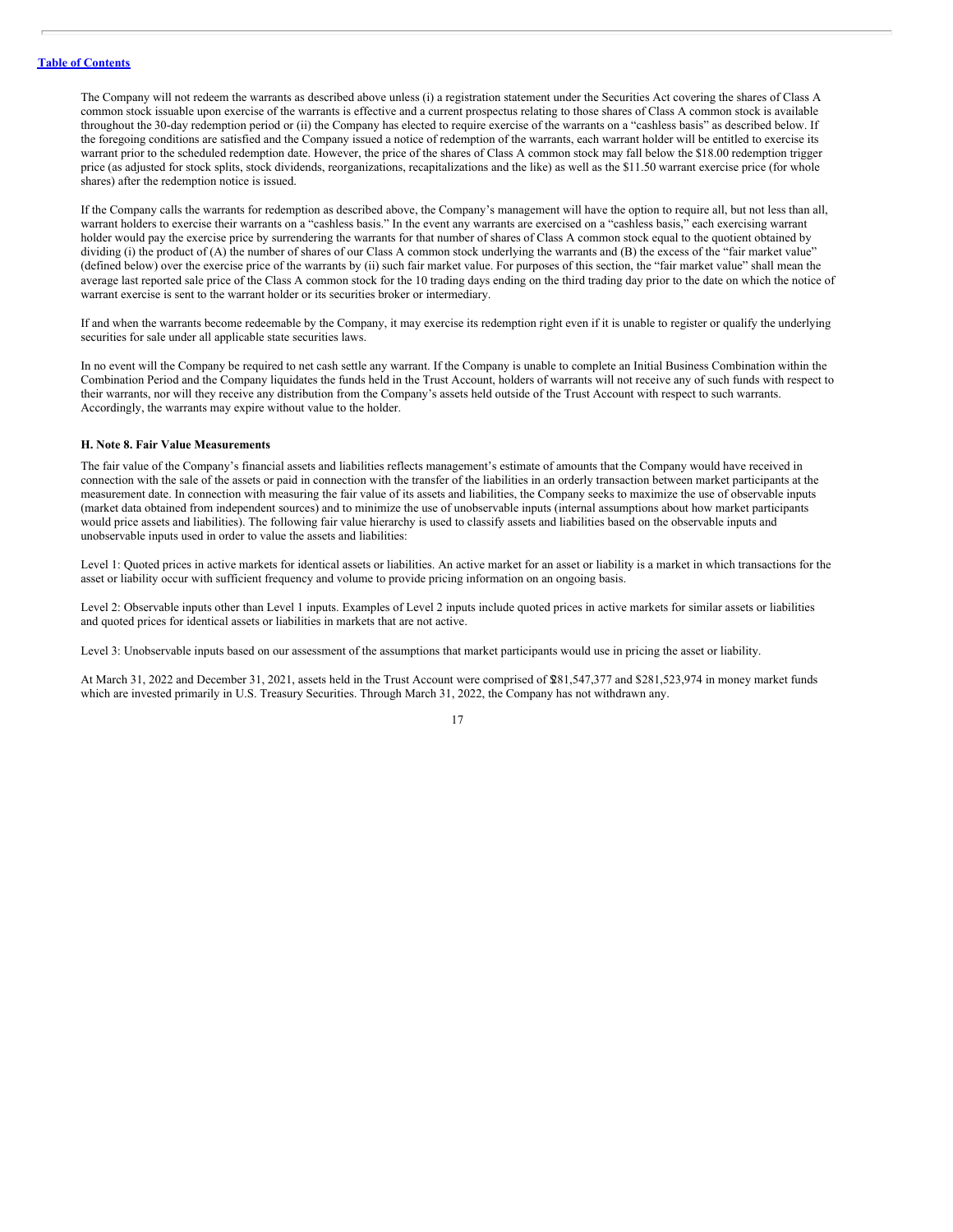The Company will not redeem the warrants as described above unless (i) a registration statement under the Securities Act covering the shares of Class A common stock issuable upon exercise of the warrants is effective and a current prospectus relating to those shares of Class A common stock is available throughout the 30-day redemption period or (ii) the Company has elected to require exercise of the warrants on a "cashless basis" as described below. If the foregoing conditions are satisfied and the Company issued a notice of redemption of the warrants, each warrant holder will be entitled to exercise its warrant prior to the scheduled redemption date. However, the price of the shares of Class A common stock may fall below the $18.00 redemption trigger price (as adjusted for stock splits, stock dividends, reorganizations, recapitalizations and the like) as well as the $11.50 warrant exercise price (for whole shares) after the redemption notice is issued.

If the Company calls the warrants for redemption as described above, the Company's management will have the option to require all, but not less than all, warrant holders to exercise their warrants on a "cashless basis." In the event any warrants are exercised on a "cashless basis," each exercising warrant holder would pay the exercise price by surrendering the warrants for that number of shares of Class A common stock equal to the quotient obtained by dividing (i) the product of (A) the number of shares of our Class A common stock underlying the warrants and (B) the excess of the "fair market value" (defined below) over the exercise price of the warrants by (ii) such fair market value. For purposes of this section, the "fair market value" shall mean the average last reported sale price of the Class A common stock for the 10 trading days ending on the third trading day prior to the date on which the notice of warrant exercise is sent to the warrant holder or its securities broker or intermediary.

If and when the warrants become redeemable by the Company, it may exercise its redemption right even if it is unable to register or qualify the underlying securities for sale under all applicable state securities laws.

In no event will the Company be required to net cash settle any warrant. If the Company is unable to complete an Initial Business Combination within the Combination Period and the Company liquidates the funds held in the Trust Account, holders of warrants will not receive any of such funds with respect to their warrants, nor will they receive any distribution from the Company's assets held outside of the Trust Account with respect to such warrants. Accordingly, the warrants may expire without value to the holder.

**H. Note 8. Fair Value Measurements**

The fair value of the Company's financial assets and liabilities reflects management's estimate of amounts that the Company would have received in connection with the sale of the assets or paid in connection with the transfer of the liabilities in an orderly transaction between market participants at the measurement date. In connection with measuring the fair value of its assets and liabilities, the Company seeks to maximize the use of observable inputs (market data obtained from independent sources) and to minimize the use of unobservable inputs (internal assumptions about how market participants would price assets and liabilities). The following fair value hierarchy is used to classify assets and liabilities based on the observable inputs and unobservable inputs used in order to value the assets and liabilities:

Level 1: Quoted prices in active markets for identical assets or liabilities. An active market for an asset or liability is a market in which transactions for the asset or liability occur with sufficient frequency and volume to provide pricing information on an ongoing basis.

Level 2: Observable inputs other than Level 1 inputs. Examples of Level 2 inputs include quoted prices in active markets for similar assets or liabilities and quoted prices for identical assets or liabilities in markets that are not active.

Level 3: Unobservable inputs based on our assessment of the assumptions that market participants would use in pricing the asset or liability.

At March 31, 2022 and December 31, 2021, assets held in the Trust Account were comprised of $281,547,377 and $281,523,974 in money market funds which are invested primarily in U.S. Treasury Securities. Through March 31, 2022, the Company has not withdrawn any.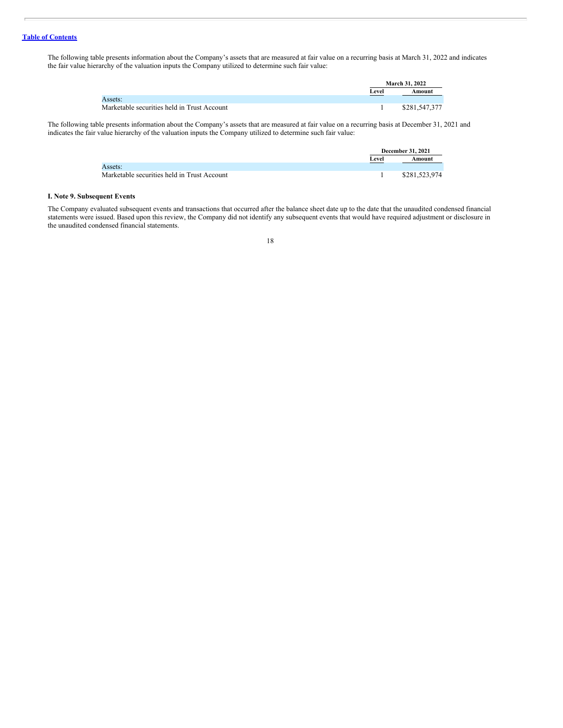The following table presents information about the Company's assets that are measured at fair value on a recurring basis at March 31, 2022 and indicates the fair value hierarchy of the valuation inputs the Company utilized to determine such fair value:

| | March 31, 2022 | |
|---|---|---|
| | Level | Amount |
| Assets: | | |
| Marketable securities held in Trust Account | 1 | $281,547,377 |

The following table presents information about the Company's assets that are measured at fair value on a recurring basis at December 31, 2021 and indicates the fair value hierarchy of the valuation inputs the Company utilized to determine such fair value:

| | December 31, 2021 | |
|---|---|---|
| | Level | Amount |
| Assets: | | |
| Marketable securities held in Trust Account | 1 | $281,523,974 |

### I. Note 9. Subsequent Events

The Company evaluated subsequent events and transactions that occurred after the balance sheet date up to the date that the unaudited condensed financial statements were issued. Based upon this review, the Company did not identify any subsequent events that would have required adjustment or disclosure in the unaudited condensed financial statements.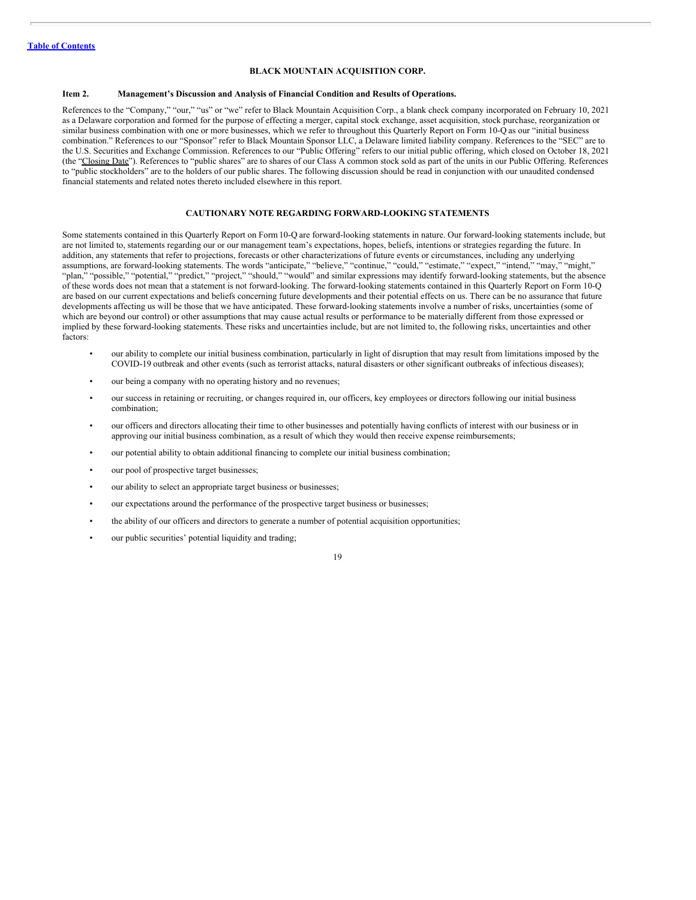**BLACK MOUNTAIN ACQUISITION CORP.**

### Item 2. Management's Discussion and Analysis of Financial Condition and Results of Operations.

References to the "Company," "our," "us" or "we" refer to Black Mountain Acquisition Corp., a blank check company incorporated on February 10, 2021 as a Delaware corporation and formed for the purpose of effecting a merger, capital stock exchange, asset acquisition, stock purchase, reorganization or similar business combination with one or more businesses, which we refer to throughout this Quarterly Report on Form 10-Q as our "initial business combination." References to our "Sponsor" refer to Black Mountain Sponsor LLC, a Delaware limited liability company. References to the "SEC" are to the U.S. Securities and Exchange Commission. References to our "Public Offering" refers to our initial public offering, which closed on October 18, 2021 (the "Closing Date"). References to "public shares" are to shares of our Class A common stock sold as part of the units in our Public Offering. References to "public stockholders" are to the holders of our public shares. The following discussion should be read in conjunction with our unaudited condensed financial statements and related notes thereto included elsewhere in this report.

### CAUTIONARY NOTE REGARDING FORWARD-LOOKING STATEMENTS

Some statements contained in this Quarterly Report on Form 10-Q are forward-looking statements in nature. Our forward-looking statements include, but are not limited to, statements regarding our or our management team's expectations, hopes, beliefs, intentions or strategies regarding the future. In addition, any statements that refer to projections, forecasts or other characterizations of future events or circumstances, including any underlying assumptions, are forward-looking statements. The words "anticipate," "believe," "continue," "could," "estimate," "expect," "intend," "may," "might," "plan," "possible," "potential," "predict," "project," "should," "would" and similar expressions may identify forward-looking statements, but the absence of these words does not mean that a statement is not forward-looking. The forward-looking statements contained in this Quarterly Report on Form 10-Q are based on our current expectations and beliefs concerning future developments and their potential effects on us. There can be no assurance that future developments affecting us will be those that we have anticipated. These forward-looking statements involve a number of risks, uncertainties (some of which are beyond our control) or other assumptions that may cause actual results or performance to be materially different from those expressed or implied by these forward-looking statements. These risks and uncertainties include, but are not limited to, the following risks, uncertainties and other factors:

- our ability to complete our initial business combination, particularly in light of disruption that may result from limitations imposed by the COVID-19 outbreak and other events (such as terrorist attacks, natural disasters or other significant outbreaks of infectious diseases);
- our being a company with no operating history and no revenues;
- our success in retaining or recruiting, or changes required in, our officers, key employees or directors following our initial business combination;
- our officers and directors allocating their time to other businesses and potentially having conflicts of interest with our business or in approving our initial business combination, as a result of which they would then receive expense reimbursements;
- our potential ability to obtain additional financing to complete our initial business combination;
- our pool of prospective target businesses;
- our ability to select an appropriate target business or businesses;
- our expectations around the performance of the prospective target business or businesses;
- the ability of our officers and directors to generate a number of potential acquisition opportunities;
- our public securities' potential liquidity and trading;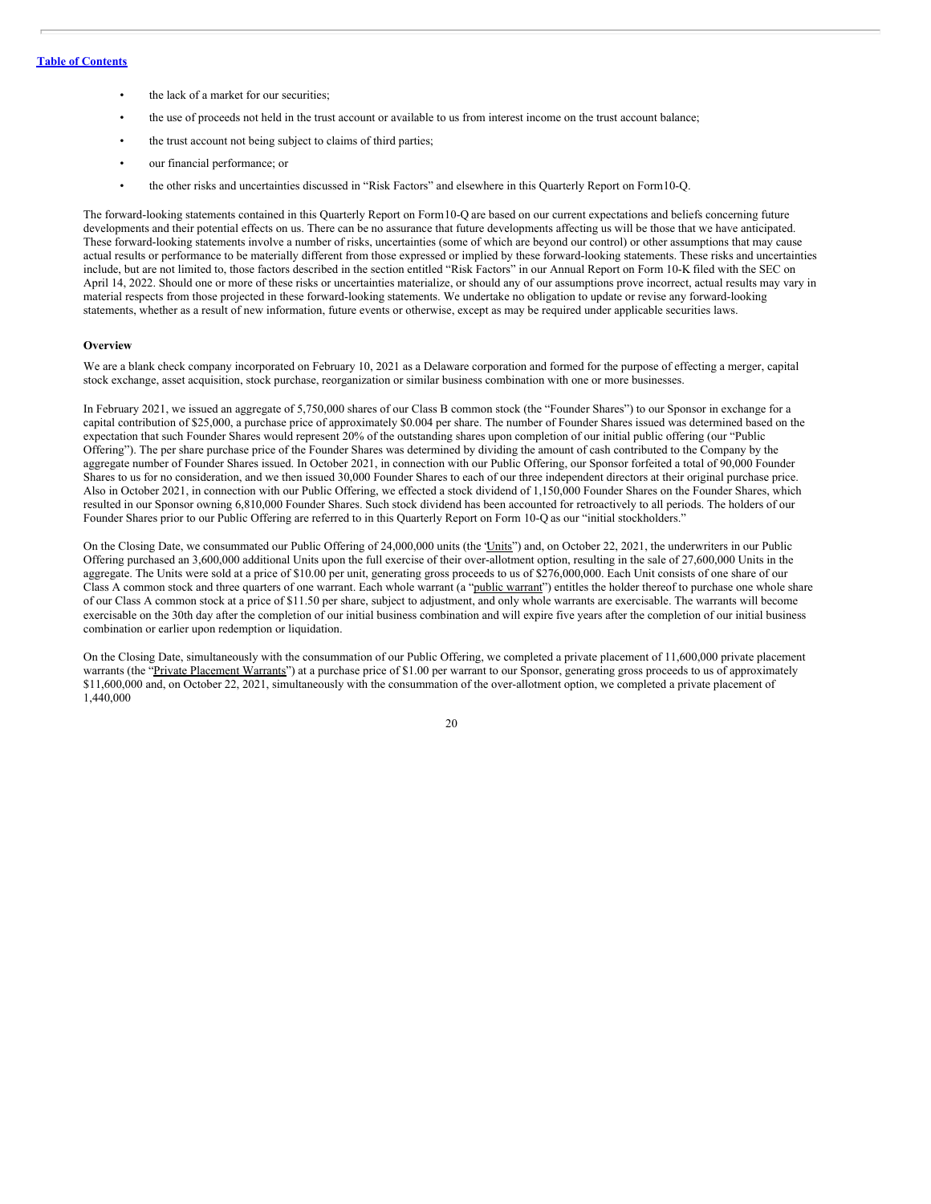- the lack of a market for our securities;
- the use of proceeds not held in the trust account or available to us from interest income on the trust account balance;
- the trust account not being subject to claims of third parties;
- our financial performance; or
- the other risks and uncertainties discussed in "Risk Factors" and elsewhere in this Quarterly Report on Form10-Q.

The forward-looking statements contained in this Quarterly Report on Form10-Q are based on our current expectations and beliefs concerning future developments and their potential effects on us. There can be no assurance that future developments affecting us will be those that we have anticipated. These forward-looking statements involve a number of risks, uncertainties (some of which are beyond our control) or other assumptions that may cause actual results or performance to be materially different from those expressed or implied by these forward-looking statements. These risks and uncertainties include, but are not limited to, those factors described in the section entitled "Risk Factors" in our Annual Report on Form 10-K filed with the SEC on April 14, 2022. Should one or more of these risks or uncertainties materialize, or should any of our assumptions prove incorrect, actual results may vary in material respects from those projected in these forward-looking statements. We undertake no obligation to update or revise any forward-looking statements, whether as a result of new information, future events or otherwise, except as may be required under applicable securities laws.

**Overview**

We are a blank check company incorporated on February 10, 2021 as a Delaware corporation and formed for the purpose of effecting a merger, capital stock exchange, asset acquisition, stock purchase, reorganization or similar business combination with one or more businesses.

In February 2021, we issued an aggregate of 5,750,000 shares of our Class B common stock (the "Founder Shares") to our Sponsor in exchange for a capital contribution of $25,000, a purchase price of approximately $0.004 per share. The number of Founder Shares issued was determined based on the expectation that such Founder Shares would represent 20% of the outstanding shares upon completion of our initial public offering (our "Public Offering"). The per share purchase price of the Founder Shares was determined by dividing the amount of cash contributed to the Company by the aggregate number of Founder Shares issued. In October 2021, in connection with our Public Offering, our Sponsor forfeited a total of 90,000 Founder Shares to us for no consideration, and we then issued 30,000 Founder Shares to each of our three independent directors at their original purchase price. Also in October 2021, in connection with our Public Offering, we effected a stock dividend of 1,150,000 Founder Shares on the Founder Shares, which resulted in our Sponsor owning 6,810,000 Founder Shares. Such stock dividend has been accounted for retroactively to all periods. The holders of our Founder Shares prior to our Public Offering are referred to in this Quarterly Report on Form 10-Q as our "initial stockholders."

On the Closing Date, we consummated our Public Offering of 24,000,000 units (the "Units") and, on October 22, 2021, the underwriters in our Public Offering purchased an 3,600,000 additional Units upon the full exercise of their over-allotment option, resulting in the sale of 27,600,000 Units in the aggregate. The Units were sold at a price of $10.00 per unit, generating gross proceeds to us of $276,000,000. Each Unit consists of one share of our Class A common stock and three quarters of one warrant. Each whole warrant (a "public warrant") entitles the holder thereof to purchase one whole share of our Class A common stock at a price of $11.50 per share, subject to adjustment, and only whole warrants are exercisable. The warrants will become exercisable on the 30th day after the completion of our initial business combination and will expire five years after the completion of our initial business combination or earlier upon redemption or liquidation.

On the Closing Date, simultaneously with the consummation of our Public Offering, we completed a private placement of 11,600,000 private placement warrants (the "Private Placement Warrants") at a purchase price of $1.00 per warrant to our Sponsor, generating gross proceeds to us of approximately $11,600,000 and, on October 22, 2021, simultaneously with the consummation of the over-allotment option, we completed a private placement of 1,440,000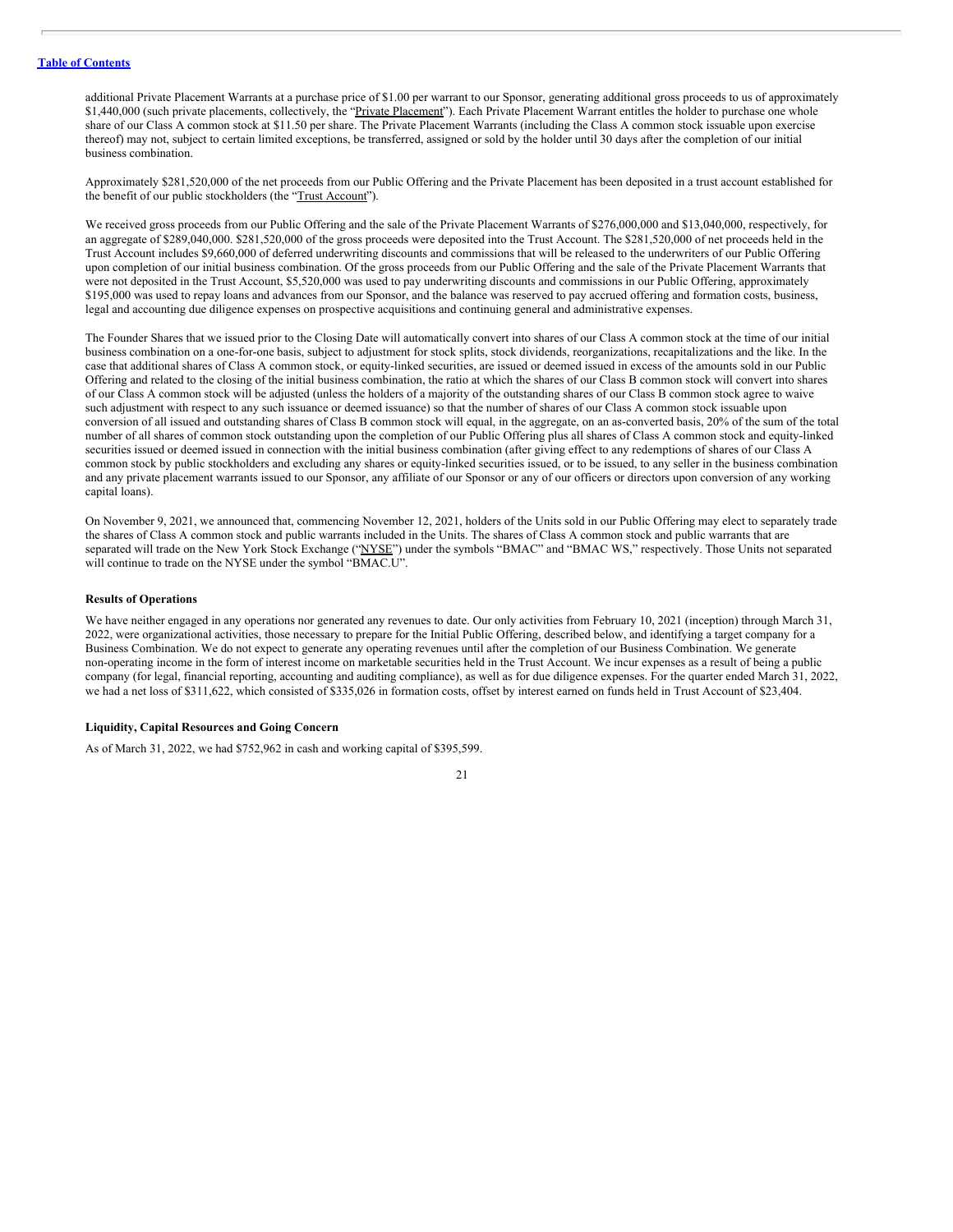additional Private Placement Warrants at a purchase price of $1.00 per warrant to our Sponsor, generating additional gross proceeds to us of approximately $1,440,000 (such private placements, collectively, the "Private Placement"). Each Private Placement Warrant entitles the holder to purchase one whole share of our Class A common stock at $11.50 per share. The Private Placement Warrants (including the Class A common stock issuable upon exercise thereof) may not, subject to certain limited exceptions, be transferred, assigned or sold by the holder until 30 days after the completion of our initial business combination.

Approximately $281,520,000 of the net proceeds from our Public Offering and the Private Placement has been deposited in a trust account established for the benefit of our public stockholders (the "Trust Account").

We received gross proceeds from our Public Offering and the sale of the Private Placement Warrants of $276,000,000 and $13,040,000, respectively, for an aggregate of $289,040,000. $281,520,000 of the gross proceeds were deposited into the Trust Account. The $281,520,000 of net proceeds held in the Trust Account includes $9,660,000 of deferred underwriting discounts and commissions that will be released to the underwriters of our Public Offering upon completion of our initial business combination. Of the gross proceeds from our Public Offering and the sale of the Private Placement Warrants that were not deposited in the Trust Account, $5,520,000 was used to pay underwriting discounts and commissions in our Public Offering, approximately $195,000 was used to repay loans and advances from our Sponsor, and the balance was reserved to pay accrued offering and formation costs, business, legal and accounting due diligence expenses on prospective acquisitions and continuing general and administrative expenses.

The Founder Shares that we issued prior to the Closing Date will automatically convert into shares of our Class A common stock at the time of our initial business combination on a one-for-one basis, subject to adjustment for stock splits, stock dividends, reorganizations, recapitalizations and the like. In the case that additional shares of Class A common stock, or equity-linked securities, are issued or deemed issued in excess of the amounts sold in our Public Offering and related to the closing of the initial business combination, the ratio at which the shares of our Class B common stock will convert into shares of our Class A common stock will be adjusted (unless the holders of a majority of the outstanding shares of our Class B common stock agree to waive such adjustment with respect to any such issuance or deemed issuance) so that the number of shares of our Class A common stock issuable upon conversion of all issued and outstanding shares of Class B common stock will equal, in the aggregate, on an as-converted basis, 20% of the sum of the total number of all shares of common stock outstanding upon the completion of our Public Offering plus all shares of Class A common stock and equity-linked securities issued or deemed issued in connection with the initial business combination (after giving effect to any redemptions of shares of our Class A common stock by public stockholders and excluding any shares or equity-linked securities issued, or to be issued, to any seller in the business combination and any private placement warrants issued to our Sponsor, any affiliate of our Sponsor or any of our officers or directors upon conversion of any working capital loans).

On November 9, 2021, we announced that, commencing November 12, 2021, holders of the Units sold in our Public Offering may elect to separately trade the shares of Class A common stock and public warrants included in the Units. The shares of Class A common stock and public warrants that are separated will trade on the New York Stock Exchange ("NYSE") under the symbols "BMAC" and "BMAC WS," respectively. Those Units not separated will continue to trade on the NYSE under the symbol "BMAC.U".

**Results of Operations**

We have neither engaged in any operations nor generated any revenues to date. Our only activities from February 10, 2021 (inception) through March 31, 2022, were organizational activities, those necessary to prepare for the Initial Public Offering, described below, and identifying a target company for a Business Combination. We do not expect to generate any operating revenues until after the completion of our Business Combination. We generate non-operating income in the form of interest income on marketable securities held in the Trust Account. We incur expenses as a result of being a public company (for legal, financial reporting, accounting and auditing compliance), as well as for due diligence expenses. For the quarter ended March 31, 2022, we had a net loss of $311,622, which consisted of $335,026 in formation costs, offset by interest earned on funds held in Trust Account of $23,404.

**Liquidity, Capital Resources and Going Concern**

As of March 31, 2022, we had $752,962 in cash and working capital of $395,599.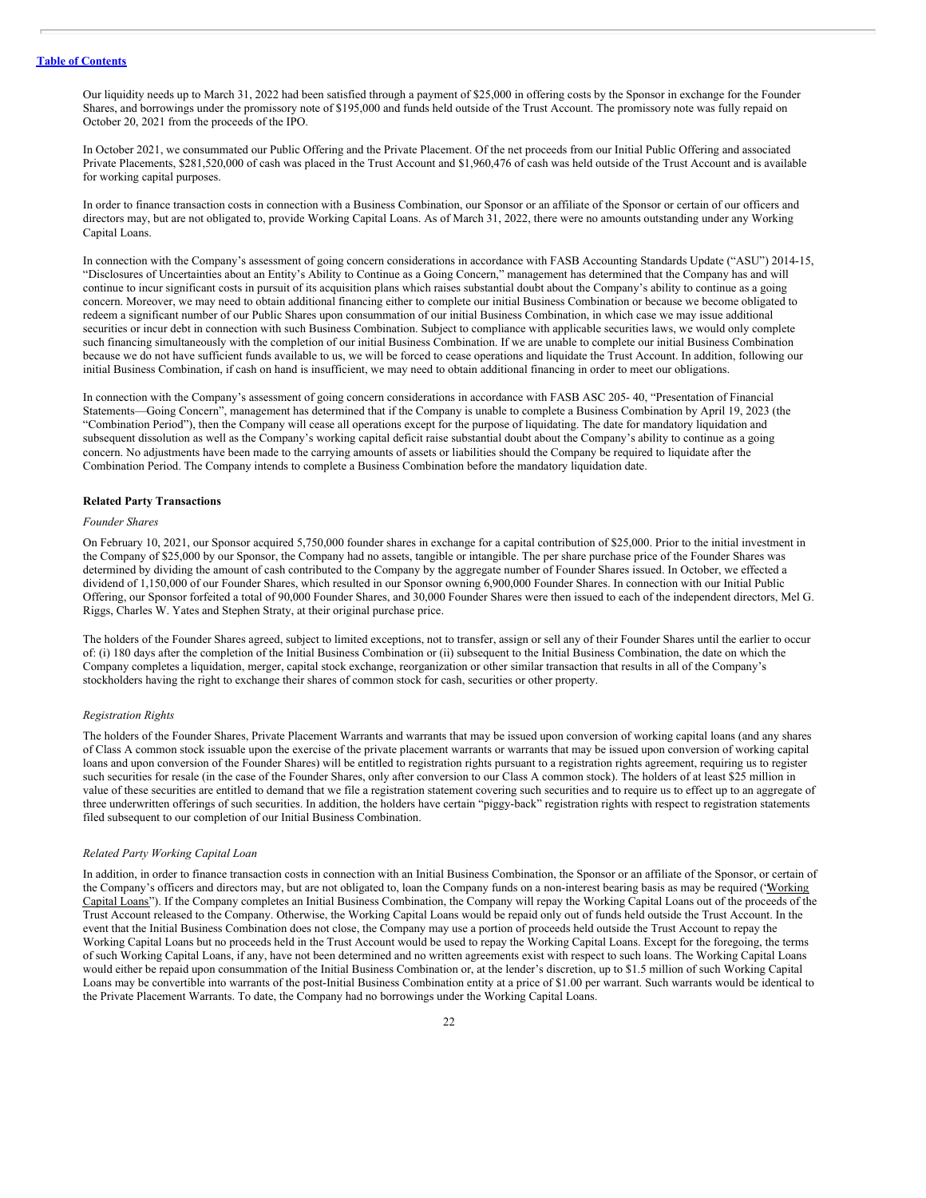Our liquidity needs up to March 31, 2022 had been satisfied through a payment of $25,000 in offering costs by the Sponsor in exchange for the Founder Shares, and borrowings under the promissory note of $195,000 and funds held outside of the Trust Account. The promissory note was fully repaid on October 20, 2021 from the proceeds of the IPO.

In October 2021, we consummated our Public Offering and the Private Placement. Of the net proceeds from our Initial Public Offering and associated Private Placements, $281,520,000 of cash was placed in the Trust Account and $1,960,476 of cash was held outside of the Trust Account and is available for working capital purposes.

In order to finance transaction costs in connection with a Business Combination, our Sponsor or an affiliate of the Sponsor or certain of our officers and directors may, but are not obligated to, provide Working Capital Loans. As of March 31, 2022, there were no amounts outstanding under any Working Capital Loans.

In connection with the Company's assessment of going concern considerations in accordance with FASB Accounting Standards Update ("ASU") 2014-15, "Disclosures of Uncertainties about an Entity's Ability to Continue as a Going Concern," management has determined that the Company has and will continue to incur significant costs in pursuit of its acquisition plans which raises substantial doubt about the Company's ability to continue as a going concern. Moreover, we may need to obtain additional financing either to complete our initial Business Combination or because we become obligated to redeem a significant number of our Public Shares upon consummation of our initial Business Combination, in which case we may issue additional securities or incur debt in connection with such Business Combination. Subject to compliance with applicable securities laws, we would only complete such financing simultaneously with the completion of our initial Business Combination. If we are unable to complete our initial Business Combination because we do not have sufficient funds available to us, we will be forced to cease operations and liquidate the Trust Account. In addition, following our initial Business Combination, if cash on hand is insufficient, we may need to obtain additional financing in order to meet our obligations.

In connection with the Company's assessment of going concern considerations in accordance with FASB ASC 205- 40, "Presentation of Financial Statements—Going Concern", management has determined that if the Company is unable to complete a Business Combination by April 19, 2023 (the "Combination Period"), then the Company will cease all operations except for the purpose of liquidating. The date for mandatory liquidation and subsequent dissolution as well as the Company's working capital deficit raise substantial doubt about the Company's ability to continue as a going concern. No adjustments have been made to the carrying amounts of assets or liabilities should the Company be required to liquidate after the Combination Period. The Company intends to complete a Business Combination before the mandatory liquidation date.

**Related Party Transactions**

*Founder Shares*

On February 10, 2021, our Sponsor acquired 5,750,000 founder shares in exchange for a capital contribution of $25,000. Prior to the initial investment in the Company of $25,000 by our Sponsor, the Company had no assets, tangible or intangible. The per share purchase price of the Founder Shares was determined by dividing the amount of cash contributed to the Company by the aggregate number of Founder Shares issued. In October, we effected a dividend of 1,150,000 of our Founder Shares, which resulted in our Sponsor owning 6,900,000 Founder Shares. In connection with our Initial Public Offering, our Sponsor forfeited a total of 90,000 Founder Shares, and 30,000 Founder Shares were then issued to each of the independent directors, Mel G. Riggs, Charles W. Yates and Stephen Straty, at their original purchase price.

The holders of the Founder Shares agreed, subject to limited exceptions, not to transfer, assign or sell any of their Founder Shares until the earlier to occur of: (i) 180 days after the completion of the Initial Business Combination or (ii) subsequent to the Initial Business Combination, the date on which the Company completes a liquidation, merger, capital stock exchange, reorganization or other similar transaction that results in all of the Company's stockholders having the right to exchange their shares of common stock for cash, securities or other property.

*Registration Rights*

The holders of the Founder Shares, Private Placement Warrants and warrants that may be issued upon conversion of working capital loans (and any shares of Class A common stock issuable upon the exercise of the private placement warrants or warrants that may be issued upon conversion of working capital loans and upon conversion of the Founder Shares) will be entitled to registration rights pursuant to a registration rights agreement, requiring us to register such securities for resale (in the case of the Founder Shares, only after conversion to our Class A common stock). The holders of at least $25 million in value of these securities are entitled to demand that we file a registration statement covering such securities and to require us to effect up to an aggregate of three underwritten offerings of such securities. In addition, the holders have certain "piggy-back" registration rights with respect to registration statements filed subsequent to our completion of our Initial Business Combination.

*Related Party Working Capital Loan*

In addition, in order to finance transaction costs in connection with an Initial Business Combination, the Sponsor or an affiliate of the Sponsor, or certain of the Company's officers and directors may, but are not obligated to, loan the Company funds on a non-interest bearing basis as may be required ('Working Capital Loans"). If the Company completes an Initial Business Combination, the Company will repay the Working Capital Loans out of the proceeds of the Trust Account released to the Company. Otherwise, the Working Capital Loans would be repaid only out of funds held outside the Trust Account. In the event that the Initial Business Combination does not close, the Company may use a portion of proceeds held outside the Trust Account to repay the Working Capital Loans but no proceeds held in the Trust Account would be used to repay the Working Capital Loans. Except for the foregoing, the terms of such Working Capital Loans, if any, have not been determined and no written agreements exist with respect to such loans. The Working Capital Loans would either be repaid upon consummation of the Initial Business Combination or, at the lender's discretion, up to $1.5 million of such Working Capital Loans may be convertible into warrants of the post-Initial Business Combination entity at a price of $1.00 per warrant. Such warrants would be identical to the Private Placement Warrants. To date, the Company had no borrowings under the Working Capital Loans.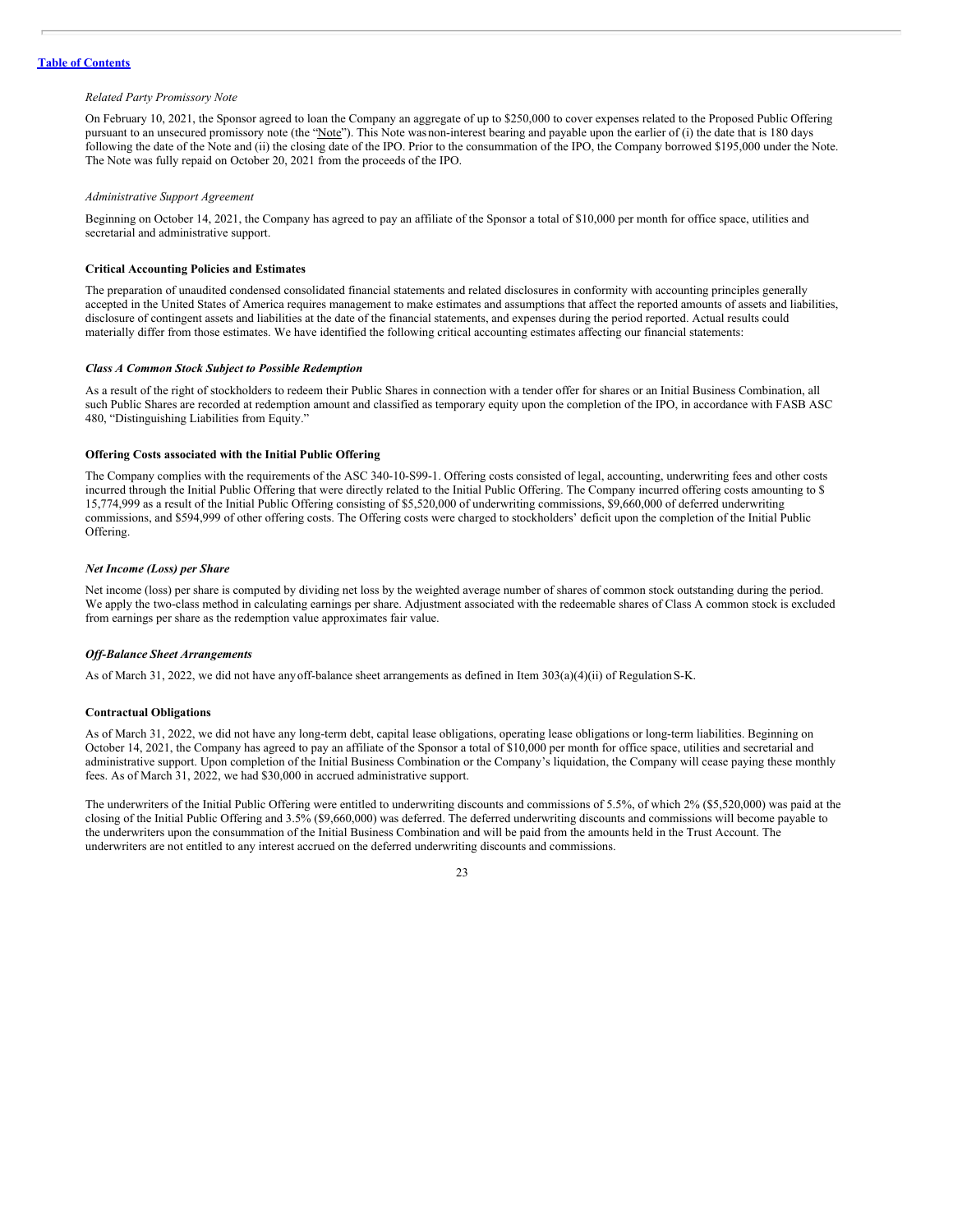*Related Party Promissory Note*

On February 10, 2021, the Sponsor agreed to loan the Company an aggregate of up to $250,000 to cover expenses related to the Proposed Public Offering pursuant to an unsecured promissory note (the "Note"). This Note was non-interest bearing and payable upon the earlier of (i) the date that is 180 days following the date of the Note and (ii) the closing date of the IPO. Prior to the consummation of the IPO, the Company borrowed $195,000 under the Note. The Note was fully repaid on October 20, 2021 from the proceeds of the IPO.

*Administrative Support Agreement*

Beginning on October 14, 2021, the Company has agreed to pay an affiliate of the Sponsor a total of $10,000 per month for office space, utilities and secretarial and administrative support.

**Critical Accounting Policies and Estimates**

The preparation of unaudited condensed consolidated financial statements and related disclosures in conformity with accounting principles generally accepted in the United States of America requires management to make estimates and assumptions that affect the reported amounts of assets and liabilities, disclosure of contingent assets and liabilities at the date of the financial statements, and expenses during the period reported. Actual results could materially differ from those estimates. We have identified the following critical accounting estimates affecting our financial statements:

***Class A Common Stock Subject to Possible Redemption***

As a result of the right of stockholders to redeem their Public Shares in connection with a tender offer for shares or an Initial Business Combination, all such Public Shares are recorded at redemption amount and classified as temporary equity upon the completion of the IPO, in accordance with FASB ASC 480, "Distinguishing Liabilities from Equity."

**Offering Costs associated with the Initial Public Offering**

The Company complies with the requirements of the ASC 340-10-S99-1. Offering costs consisted of legal, accounting, underwriting fees and other costs incurred through the Initial Public Offering that were directly related to the Initial Public Offering. The Company incurred offering costs amounting to $ 15,774,999 as a result of the Initial Public Offering consisting of $5,520,000 of underwriting commissions, $9,660,000 of deferred underwriting commissions, and $594,999 of other offering costs. The Offering costs were charged to stockholders' deficit upon the completion of the Initial Public Offering.

***Net Income (Loss) per Share***

Net income (loss) per share is computed by dividing net loss by the weighted average number of shares of common stock outstanding during the period. We apply the two-class method in calculating earnings per share. Adjustment associated with the redeemable shares of Class A common stock is excluded from earnings per share as the redemption value approximates fair value.

***Off-Balance Sheet Arrangements***

As of March 31, 2022, we did not have any off-balance sheet arrangements as defined in Item 303(a)(4)(ii) of Regulation S-K.

**Contractual Obligations**

As of March 31, 2022, we did not have any long-term debt, capital lease obligations, operating lease obligations or long-term liabilities. Beginning on October 14, 2021, the Company has agreed to pay an affiliate of the Sponsor a total of $10,000 per month for office space, utilities and secretarial and administrative support. Upon completion of the Initial Business Combination or the Company's liquidation, the Company will cease paying these monthly fees. As of March 31, 2022, we had $30,000 in accrued administrative support.

The underwriters of the Initial Public Offering were entitled to underwriting discounts and commissions of 5.5%, of which 2% ($5,520,000) was paid at the closing of the Initial Public Offering and 3.5% ($9,660,000) was deferred. The deferred underwriting discounts and commissions will become payable to the underwriters upon the consummation of the Initial Business Combination and will be paid from the amounts held in the Trust Account. The underwriters are not entitled to any interest accrued on the deferred underwriting discounts and commissions.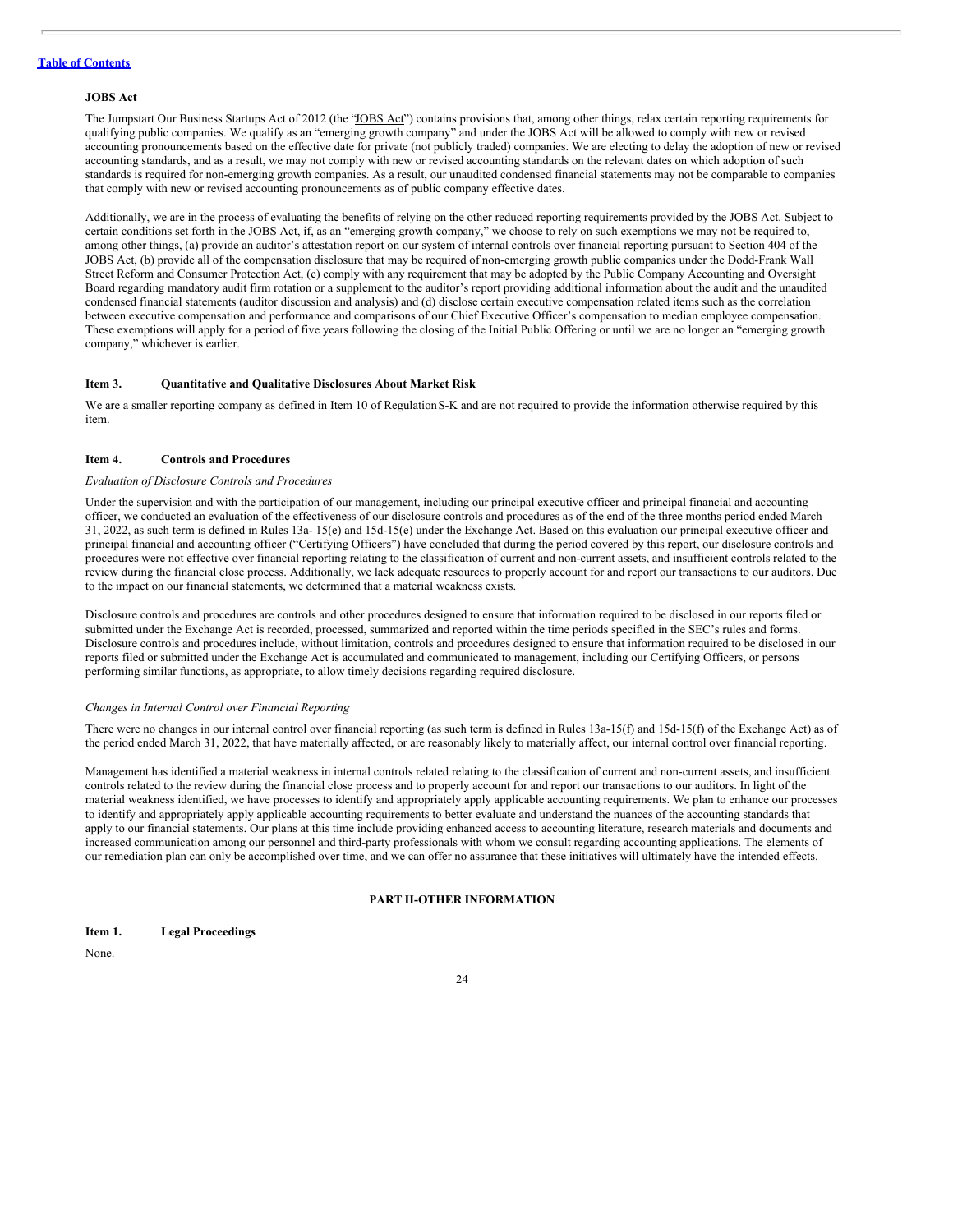### JOBS Act

The Jumpstart Our Business Startups Act of 2012 (the "JOBS Act") contains provisions that, among other things, relax certain reporting requirements for qualifying public companies. We qualify as an "emerging growth company" and under the JOBS Act will be allowed to comply with new or revised accounting pronouncements based on the effective date for private (not publicly traded) companies. We are electing to delay the adoption of new or revised accounting standards, and as a result, we may not comply with new or revised accounting standards on the relevant dates on which adoption of such standards is required for non-emerging growth companies. As a result, our unaudited condensed financial statements may not be comparable to companies that comply with new or revised accounting pronouncements as of public company effective dates.

Additionally, we are in the process of evaluating the benefits of relying on the other reduced reporting requirements provided by the JOBS Act. Subject to certain conditions set forth in the JOBS Act, if, as an "emerging growth company," we choose to rely on such exemptions we may not be required to, among other things, (a) provide an auditor's attestation report on our system of internal controls over financial reporting pursuant to Section 404 of the JOBS Act, (b) provide all of the compensation disclosure that may be required of non-emerging growth public companies under the Dodd-Frank Wall Street Reform and Consumer Protection Act, (c) comply with any requirement that may be adopted by the Public Company Accounting and Oversight Board regarding mandatory audit firm rotation or a supplement to the auditor's report providing additional information about the audit and the unaudited condensed financial statements (auditor discussion and analysis) and (d) disclose certain executive compensation related items such as the correlation between executive compensation and performance and comparisons of our Chief Executive Officer's compensation to median employee compensation. These exemptions will apply for a period of five years following the closing of the Initial Public Offering or until we are no longer an "emerging growth company," whichever is earlier.

### Item 3. Quantitative and Qualitative Disclosures About Market Risk

We are a smaller reporting company as defined in Item 10 of Regulation S-K and are not required to provide the information otherwise required by this item.

### Item 4. Controls and Procedures

*Evaluation of Disclosure Controls and Procedures*

Under the supervision and with the participation of our management, including our principal executive officer and principal financial and accounting officer, we conducted an evaluation of the effectiveness of our disclosure controls and procedures as of the end of the three months period ended March 31, 2022, as such term is defined in Rules 13a- 15(e) and 15d-15(e) under the Exchange Act. Based on this evaluation our principal executive officer and principal financial and accounting officer ("Certifying Officers") have concluded that during the period covered by this report, our disclosure controls and procedures were not effective over financial reporting relating to the classification of current and non-current assets, and insufficient controls related to the review during the financial close process. Additionally, we lack adequate resources to properly account for and report our transactions to our auditors. Due to the impact on our financial statements, we determined that a material weakness exists.

Disclosure controls and procedures are controls and other procedures designed to ensure that information required to be disclosed in our reports filed or submitted under the Exchange Act is recorded, processed, summarized and reported within the time periods specified in the SEC's rules and forms. Disclosure controls and procedures include, without limitation, controls and procedures designed to ensure that information required to be disclosed in our reports filed or submitted under the Exchange Act is accumulated and communicated to management, including our Certifying Officers, or persons performing similar functions, as appropriate, to allow timely decisions regarding required disclosure.

*Changes in Internal Control over Financial Reporting*

There were no changes in our internal control over financial reporting (as such term is defined in Rules 13a-15(f) and 15d-15(f) of the Exchange Act) as of the period ended March 31, 2022, that have materially affected, or are reasonably likely to materially affect, our internal control over financial reporting.

Management has identified a material weakness in internal controls related relating to the classification of current and non-current assets, and insufficient controls related to the review during the financial close process and to properly account for and report our transactions to our auditors. In light of the material weakness identified, we have processes to identify and appropriately apply applicable accounting requirements. We plan to enhance our processes to identify and appropriately apply applicable accounting requirements to better evaluate and understand the nuances of the accounting standards that apply to our financial statements. Our plans at this time include providing enhanced access to accounting literature, research materials and documents and increased communication among our personnel and third-party professionals with whom we consult regarding accounting applications. The elements of our remediation plan can only be accomplished over time, and we can offer no assurance that these initiatives will ultimately have the intended effects.

## PART II-OTHER INFORMATION

### Item 1. Legal Proceedings

None.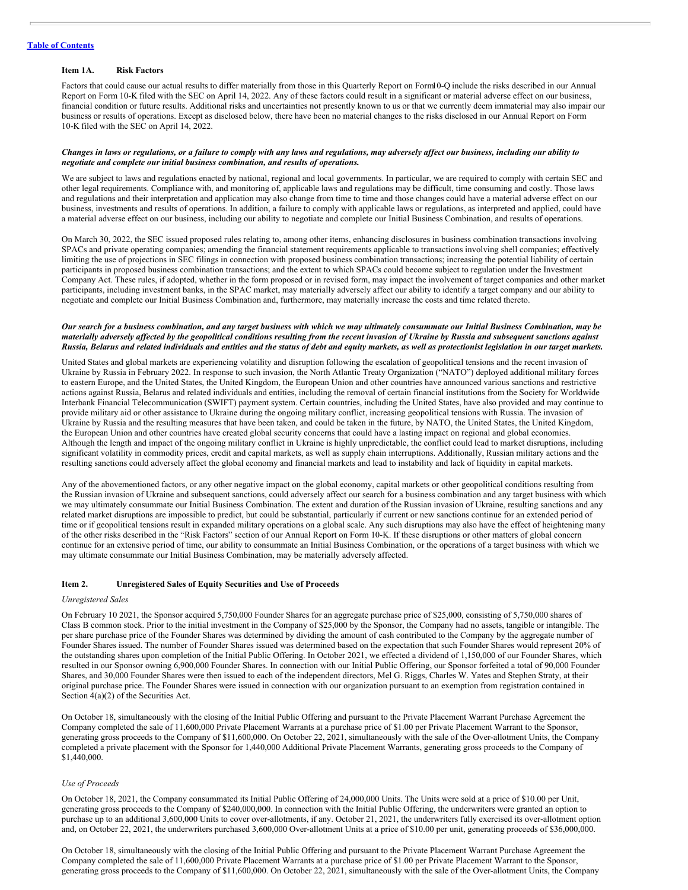[Table of Contents](#)

## Item 1A. Risk Factors

Factors that could cause our actual results to differ materially from those in this Quarterly Report on Form10-Q include the risks described in our Annual Report on Form 10-K filed with the SEC on April 14, 2022. Any of these factors could result in a significant or material adverse effect on our business, financial condition or future results. Additional risks and uncertainties not presently known to us or that we currently deem immaterial may also impair our business or results of operations. Except as disclosed below, there have been no material changes to the risks disclosed in our Annual Report on Form 10-K filed with the SEC on April 14, 2022.

***Changes in laws or regulations, or a failure to comply with any laws and regulations, may adversely affect our business, including our ability to negotiate and complete our initial business combination, and results of operations.***

We are subject to laws and regulations enacted by national, regional and local governments. In particular, we are required to comply with certain SEC and other legal requirements. Compliance with, and monitoring of, applicable laws and regulations may be difficult, time consuming and costly. Those laws and regulations and their interpretation and application may also change from time to time and those changes could have a material adverse effect on our business, investments and results of operations. In addition, a failure to comply with applicable laws or regulations, as interpreted and applied, could have a material adverse effect on our business, including our ability to negotiate and complete our Initial Business Combination, and results of operations.

On March 30, 2022, the SEC issued proposed rules relating to, among other items, enhancing disclosures in business combination transactions involving SPACs and private operating companies; amending the financial statement requirements applicable to transactions involving shell companies; effectively limiting the use of projections in SEC filings in connection with proposed business combination transactions; increasing the potential liability of certain participants in proposed business combination transactions; and the extent to which SPACs could become subject to regulation under the Investment Company Act. These rules, if adopted, whether in the form proposed or in revised form, may impact the involvement of target companies and other market participants, including investment banks, in the SPAC market, may materially adversely affect our ability to identify a target company and our ability to negotiate and complete our Initial Business Combination and, furthermore, may materially increase the costs and time related thereto.

***Our search for a business combination, and any target business with which we may ultimately consummate our Initial Business Combination, may be materially adversely affected by the geopolitical conditions resulting from the recent invasion of Ukraine by Russia and subsequent sanctions against Russia, Belarus and related individuals and entities and the status of debt and equity markets, as well as protectionist legislation in our target markets.***

United States and global markets are experiencing volatility and disruption following the escalation of geopolitical tensions and the recent invasion of Ukraine by Russia in February 2022. In response to such invasion, the North Atlantic Treaty Organization ("NATO") deployed additional military forces to eastern Europe, and the United States, the United Kingdom, the European Union and other countries have announced various sanctions and restrictive actions against Russia, Belarus and related individuals and entities, including the removal of certain financial institutions from the Society for Worldwide Interbank Financial Telecommunication (SWIFT) payment system. Certain countries, including the United States, have also provided and may continue to provide military aid or other assistance to Ukraine during the ongoing military conflict, increasing geopolitical tensions with Russia. The invasion of Ukraine by Russia and the resulting measures that have been taken, and could be taken in the future, by NATO, the United States, the United Kingdom, the European Union and other countries have created global security concerns that could have a lasting impact on regional and global economies. Although the length and impact of the ongoing military conflict in Ukraine is highly unpredictable, the conflict could lead to market disruptions, including significant volatility in commodity prices, credit and capital markets, as well as supply chain interruptions. Additionally, Russian military actions and the resulting sanctions could adversely affect the global economy and financial markets and lead to instability and lack of liquidity in capital markets.

Any of the abovementioned factors, or any other negative impact on the global economy, capital markets or other geopolitical conditions resulting from the Russian invasion of Ukraine and subsequent sanctions, could adversely affect our search for a business combination and any target business with which we may ultimately consummate our Initial Business Combination. The extent and duration of the Russian invasion of Ukraine, resulting sanctions and any related market disruptions are impossible to predict, but could be substantial, particularly if current or new sanctions continue for an extended period of time or if geopolitical tensions result in expanded military operations on a global scale. Any such disruptions may also have the effect of heightening many of the other risks described in the "Risk Factors" section of our Annual Report on Form 10-K. If these disruptions or other matters of global concern continue for an extensive period of time, our ability to consummate an Initial Business Combination, or the operations of a target business with which we may ultimate consummate our Initial Business Combination, may be materially adversely affected.

## Item 2. Unregistered Sales of Equity Securities and Use of Proceeds

*Unregistered Sales*

On February 10 2021, the Sponsor acquired 5,750,000 Founder Shares for an aggregate purchase price of $25,000, consisting of 5,750,000 shares of Class B common stock. Prior to the initial investment in the Company of $25,000 by the Sponsor, the Company had no assets, tangible or intangible. The per share purchase price of the Founder Shares was determined by dividing the amount of cash contributed to the Company by the aggregate number of Founder Shares issued. The number of Founder Shares issued was determined based on the expectation that such Founder Shares would represent 20% of the outstanding shares upon completion of the Initial Public Offering. In October 2021, we effected a dividend of 1,150,000 of our Founder Shares, which resulted in our Sponsor owning 6,900,000 Founder Shares. In connection with our Initial Public Offering, our Sponsor forfeited a total of 90,000 Founder Shares, and 30,000 Founder Shares were then issued to each of the independent directors, Mel G. Riggs, Charles W. Yates and Stephen Straty, at their original purchase price. The Founder Shares were issued in connection with our organization pursuant to an exemption from registration contained in Section 4(a)(2) of the Securities Act.

On October 18, simultaneously with the closing of the Initial Public Offering and pursuant to the Private Placement Warrant Purchase Agreement the Company completed the sale of 11,600,000 Private Placement Warrants at a purchase price of $1.00 per Private Placement Warrant to the Sponsor, generating gross proceeds to the Company of $11,600,000. On October 22, 2021, simultaneously with the sale of the Over-allotment Units, the Company completed a private placement with the Sponsor for 1,440,000 Additional Private Placement Warrants, generating gross proceeds to the Company of $1,440,000.

*Use of Proceeds*

On October 18, 2021, the Company consummated its Initial Public Offering of 24,000,000 Units. The Units were sold at a price of $10.00 per Unit, generating gross proceeds to the Company of $240,000,000. In connection with the Initial Public Offering, the underwriters were granted an option to purchase up to an additional 3,600,000 Units to cover over-allotments, if any. October 21, 2021, the underwriters fully exercised its over-allotment option and, on October 22, 2021, the underwriters purchased 3,600,000 Over-allotment Units at a price of $10.00 per unit, generating proceeds of $36,000,000.

On October 18, simultaneously with the closing of the Initial Public Offering and pursuant to the Private Placement Warrant Purchase Agreement the Company completed the sale of 11,600,000 Private Placement Warrants at a purchase price of $1.00 per Private Placement Warrant to the Sponsor, generating gross proceeds to the Company of $11,600,000. On October 22, 2021, simultaneously with the sale of the Over-allotment Units, the Company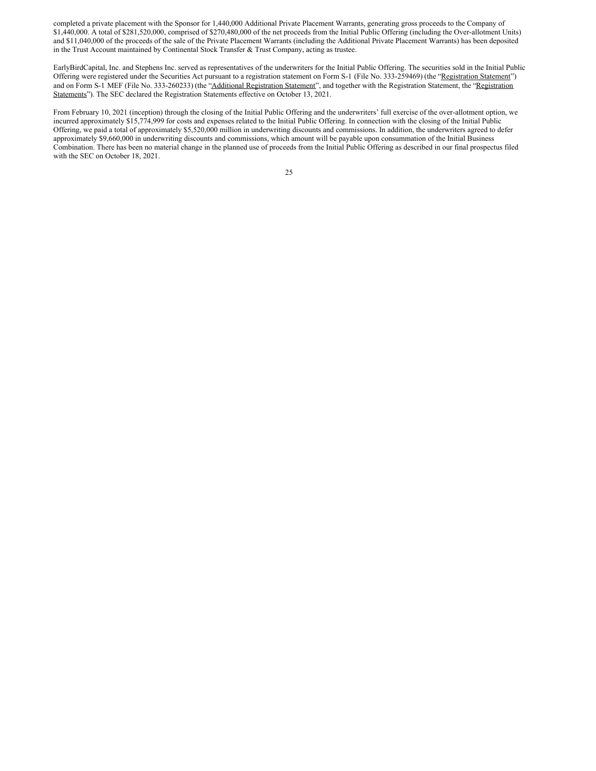completed a private placement with the Sponsor for 1,440,000 Additional Private Placement Warrants, generating gross proceeds to the Company of $1,440,000. A total of $281,520,000, comprised of $270,480,000 of the net proceeds from the Initial Public Offering (including the Over-allotment Units) and $11,040,000 of the proceeds of the sale of the Private Placement Warrants (including the Additional Private Placement Warrants) has been deposited in the Trust Account maintained by Continental Stock Transfer & Trust Company, acting as trustee.

EarlyBirdCapital, Inc. and Stephens Inc. served as representatives of the underwriters for the Initial Public Offering. The securities sold in the Initial Public Offering were registered under the Securities Act pursuant to a registration statement on Form S-1 (File No. 333-259469) (the "Registration Statement") and on Form S-1 MEF (File No. 333-260233) (the "Additional Registration Statement", and together with the Registration Statement, the "Registration Statements"). The SEC declared the Registration Statements effective on October 13, 2021.

From February 10, 2021 (inception) through the closing of the Initial Public Offering and the underwriters' full exercise of the over-allotment option, we incurred approximately $15,774,999 for costs and expenses related to the Initial Public Offering. In connection with the closing of the Initial Public Offering, we paid a total of approximately $5,520,000 million in underwriting discounts and commissions. In addition, the underwriters agreed to defer approximately $9,660,000 in underwriting discounts and commissions, which amount will be payable upon consummation of the Initial Business Combination. There has been no material change in the planned use of proceeds from the Initial Public Offering as described in our final prospectus filed with the SEC on October 18, 2021.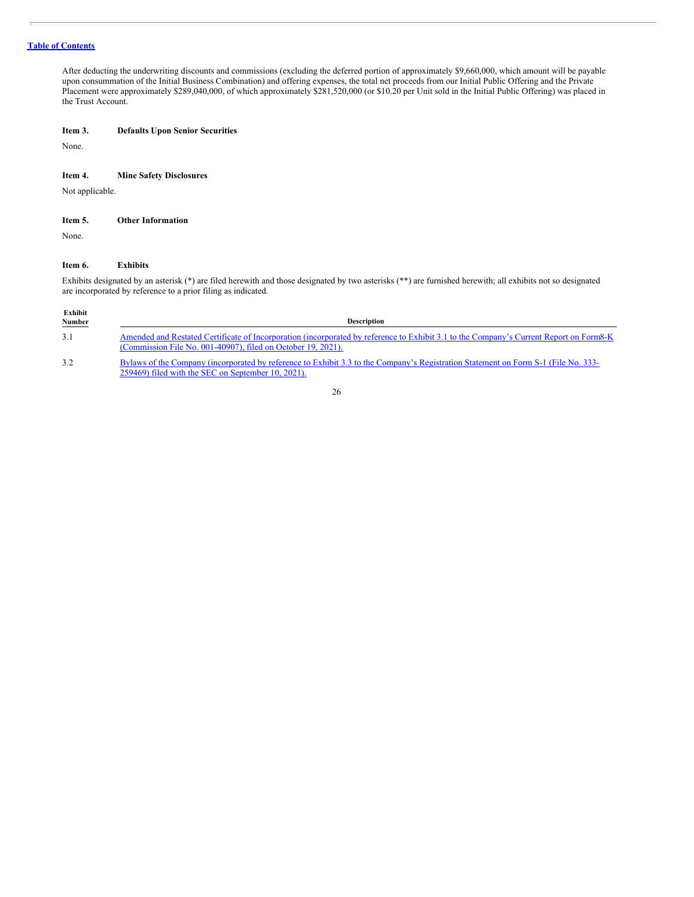After deducting the underwriting discounts and commissions (excluding the deferred portion of approximately $9,660,000, which amount will be payable upon consummation of the Initial Business Combination) and offering expenses, the total net proceeds from our Initial Public Offering and the Private Placement were approximately $289,040,000, of which approximately $281,520,000 (or $10.20 per Unit sold in the Initial Public Offering) was placed in the Trust Account.

### Item 3. Defaults Upon Senior Securities

None.

### Item 4. Mine Safety Disclosures

Not applicable.

### Item 5. Other Information

None.

### Item 6. Exhibits

Exhibits designated by an asterisk (*) are filed herewith and those designated by two asterisks (**) are furnished herewith; all exhibits not so designated are incorporated by reference to a prior filing as indicated.

| Exhibit Number | Description |
|---|---|
| 3.1 | Amended and Restated Certificate of Incorporation (incorporated by reference to Exhibit 3.1 to the Company's Current Report on Form8-K (Commission File No. 001-40907), filed on October 19, 2021). |
| 3.2 | Bylaws of the Company (incorporated by reference to Exhibit 3.3 to the Company's Registration Statement on Form S-1 (File No. 333-259469) filed with the SEC on September 10, 2021). |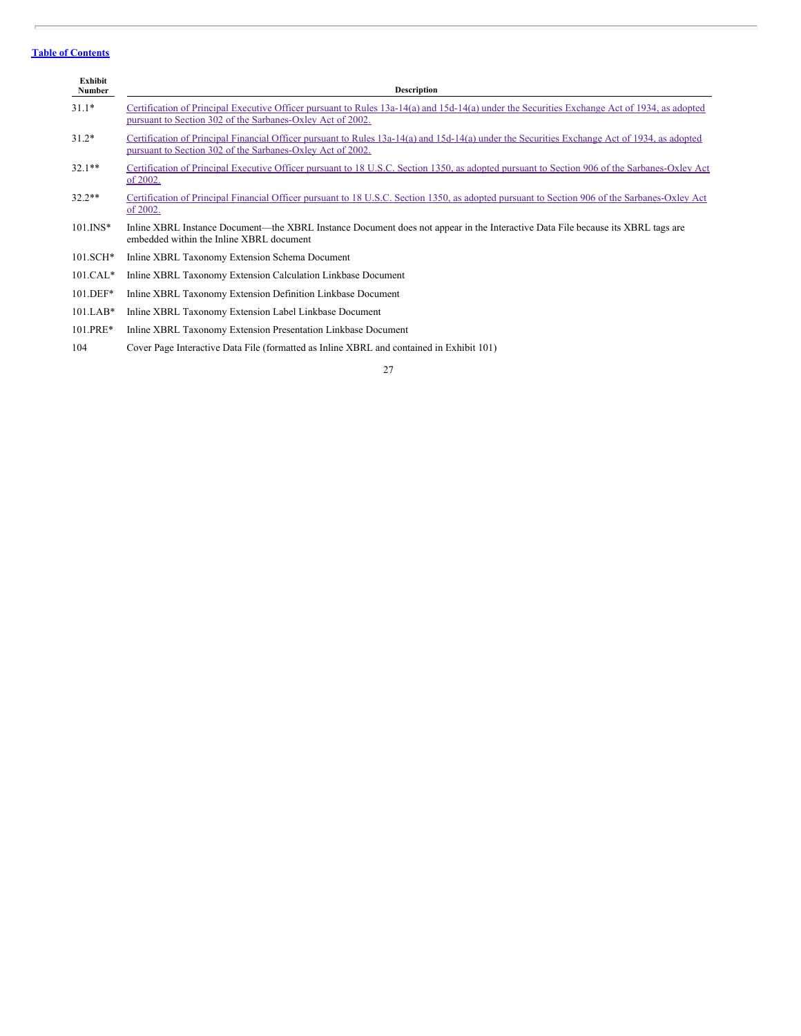| Exhibit Number | Description |
|---|---|
| 31.1* | Certification of Principal Executive Officer pursuant to Rules 13a-14(a) and 15d-14(a) under the Securities Exchange Act of 1934, as adopted pursuant to Section 302 of the Sarbanes-Oxley Act of 2002. |
| 31.2* | Certification of Principal Financial Officer pursuant to Rules 13a-14(a) and 15d-14(a) under the Securities Exchange Act of 1934, as adopted pursuant to Section 302 of the Sarbanes-Oxley Act of 2002. |
| 32.1** | Certification of Principal Executive Officer pursuant to 18 U.S.C. Section 1350, as adopted pursuant to Section 906 of the Sarbanes-Oxley Act of 2002. |
| 32.2** | Certification of Principal Financial Officer pursuant to 18 U.S.C. Section 1350, as adopted pursuant to Section 906 of the Sarbanes-Oxley Act of 2002. |
| 101.INS* | Inline XBRL Instance Document—the XBRL Instance Document does not appear in the Interactive Data File because its XBRL tags are embedded within the Inline XBRL document |
| 101.SCH* | Inline XBRL Taxonomy Extension Schema Document |
| 101.CAL* | Inline XBRL Taxonomy Extension Calculation Linkbase Document |
| 101.DEF* | Inline XBRL Taxonomy Extension Definition Linkbase Document |
| 101.LAB* | Inline XBRL Taxonomy Extension Label Linkbase Document |
| 101.PRE* | Inline XBRL Taxonomy Extension Presentation Linkbase Document |
| 104 | Cover Page Interactive Data File (formatted as Inline XBRL and contained in Exhibit 101) |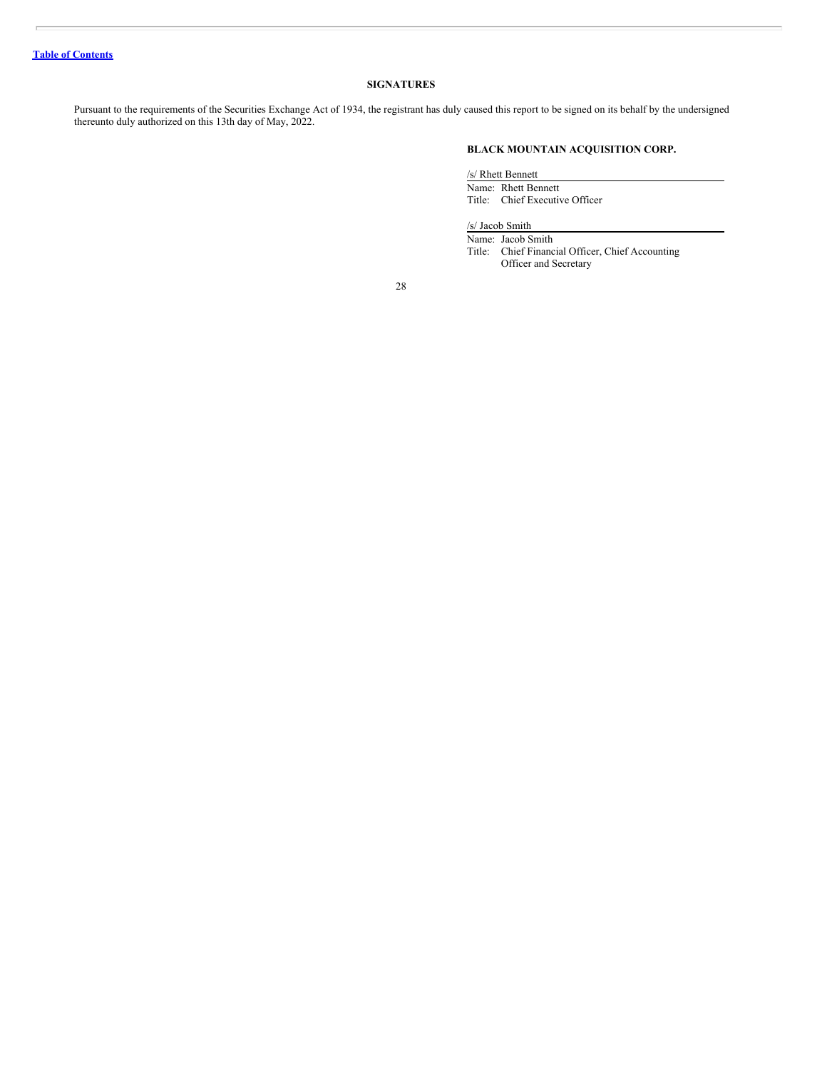[Table of Contents](#)

## SIGNATURES

Pursuant to the requirements of the Securities Exchange Act of 1934, the registrant has duly caused this report to be signed on its behalf by the undersigned thereunto duly authorized on this 13th day of May, 2022.

**BLACK MOUNTAIN ACQUISITION CORP.**

/s/ Rhett Bennett

Name: Rhett Bennett
Title: Chief Executive Officer

/s/ Jacob Smith

Name: Jacob Smith
Title: Chief Financial Officer, Chief Accounting Officer and Secretary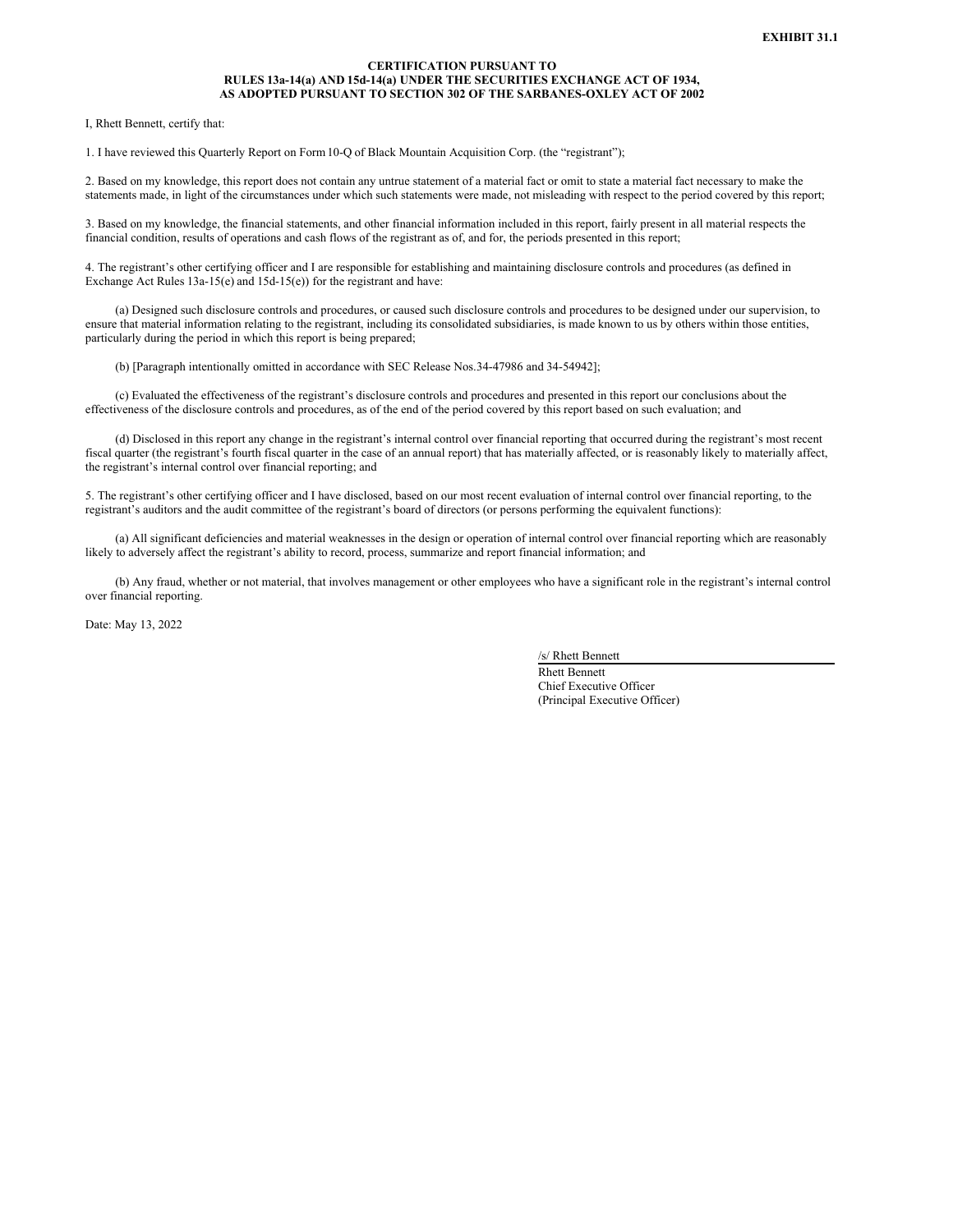**EXHIBIT 31.1**

**CERTIFICATION PURSUANT TO**
**RULES 13a-14(a) AND 15d-14(a) UNDER THE SECURITIES EXCHANGE ACT OF 1934,**
**AS ADOPTED PURSUANT TO SECTION 302 OF THE SARBANES-OXLEY ACT OF 2002**

I, Rhett Bennett, certify that:

1. I have reviewed this Quarterly Report on Form 10-Q of Black Mountain Acquisition Corp. (the "registrant");

2. Based on my knowledge, this report does not contain any untrue statement of a material fact or omit to state a material fact necessary to make the statements made, in light of the circumstances under which such statements were made, not misleading with respect to the period covered by this report;

3. Based on my knowledge, the financial statements, and other financial information included in this report, fairly present in all material respects the financial condition, results of operations and cash flows of the registrant as of, and for, the periods presented in this report;

4. The registrant's other certifying officer and I are responsible for establishing and maintaining disclosure controls and procedures (as defined in Exchange Act Rules 13a-15(e) and 15d-15(e)) for the registrant and have:

(a) Designed such disclosure controls and procedures, or caused such disclosure controls and procedures to be designed under our supervision, to ensure that material information relating to the registrant, including its consolidated subsidiaries, is made known to us by others within those entities, particularly during the period in which this report is being prepared;

(b) [Paragraph intentionally omitted in accordance with SEC Release Nos.34-47986 and 34-54942];

(c) Evaluated the effectiveness of the registrant's disclosure controls and procedures and presented in this report our conclusions about the effectiveness of the disclosure controls and procedures, as of the end of the period covered by this report based on such evaluation; and

(d) Disclosed in this report any change in the registrant's internal control over financial reporting that occurred during the registrant's most recent fiscal quarter (the registrant's fourth fiscal quarter in the case of an annual report) that has materially affected, or is reasonably likely to materially affect, the registrant's internal control over financial reporting; and

5. The registrant's other certifying officer and I have disclosed, based on our most recent evaluation of internal control over financial reporting, to the registrant's auditors and the audit committee of the registrant's board of directors (or persons performing the equivalent functions):

(a) All significant deficiencies and material weaknesses in the design or operation of internal control over financial reporting which are reasonably likely to adversely affect the registrant's ability to record, process, summarize and report financial information; and

(b) Any fraud, whether or not material, that involves management or other employees who have a significant role in the registrant's internal control over financial reporting.

Date: May 13, 2022

/s/ Rhett Bennett
Rhett Bennett
Chief Executive Officer
(Principal Executive Officer)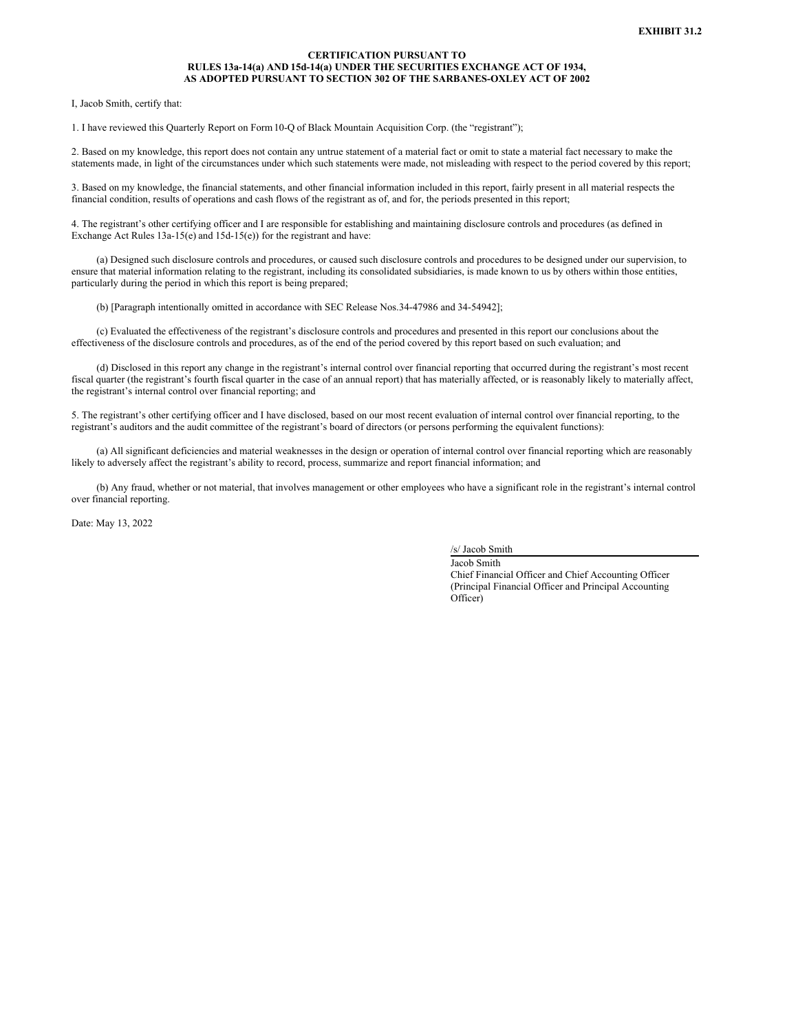**EXHIBIT 31.2**

**CERTIFICATION PURSUANT TO**
**RULES 13a-14(a) AND 15d-14(a) UNDER THE SECURITIES EXCHANGE ACT OF 1934,**
**AS ADOPTED PURSUANT TO SECTION 302 OF THE SARBANES-OXLEY ACT OF 2002**

I, Jacob Smith, certify that:

1. I have reviewed this Quarterly Report on Form 10-Q of Black Mountain Acquisition Corp. (the "registrant");

2. Based on my knowledge, this report does not contain any untrue statement of a material fact or omit to state a material fact necessary to make the statements made, in light of the circumstances under which such statements were made, not misleading with respect to the period covered by this report;

3. Based on my knowledge, the financial statements, and other financial information included in this report, fairly present in all material respects the financial condition, results of operations and cash flows of the registrant as of, and for, the periods presented in this report;

4. The registrant's other certifying officer and I are responsible for establishing and maintaining disclosure controls and procedures (as defined in Exchange Act Rules 13a-15(e) and 15d-15(e)) for the registrant and have:

(a) Designed such disclosure controls and procedures, or caused such disclosure controls and procedures to be designed under our supervision, to ensure that material information relating to the registrant, including its consolidated subsidiaries, is made known to us by others within those entities, particularly during the period in which this report is being prepared;

(b) [Paragraph intentionally omitted in accordance with SEC Release Nos.34-47986 and 34-54942];

(c) Evaluated the effectiveness of the registrant's disclosure controls and procedures and presented in this report our conclusions about the effectiveness of the disclosure controls and procedures, as of the end of the period covered by this report based on such evaluation; and

(d) Disclosed in this report any change in the registrant's internal control over financial reporting that occurred during the registrant's most recent fiscal quarter (the registrant's fourth fiscal quarter in the case of an annual report) that has materially affected, or is reasonably likely to materially affect, the registrant's internal control over financial reporting; and

5. The registrant's other certifying officer and I have disclosed, based on our most recent evaluation of internal control over financial reporting, to the registrant's auditors and the audit committee of the registrant's board of directors (or persons performing the equivalent functions):

(a) All significant deficiencies and material weaknesses in the design or operation of internal control over financial reporting which are reasonably likely to adversely affect the registrant's ability to record, process, summarize and report financial information; and

(b) Any fraud, whether or not material, that involves management or other employees who have a significant role in the registrant's internal control over financial reporting.

Date: May 13, 2022

/s/ Jacob Smith
Jacob Smith
Chief Financial Officer and Chief Accounting Officer
(Principal Financial Officer and Principal Accounting Officer)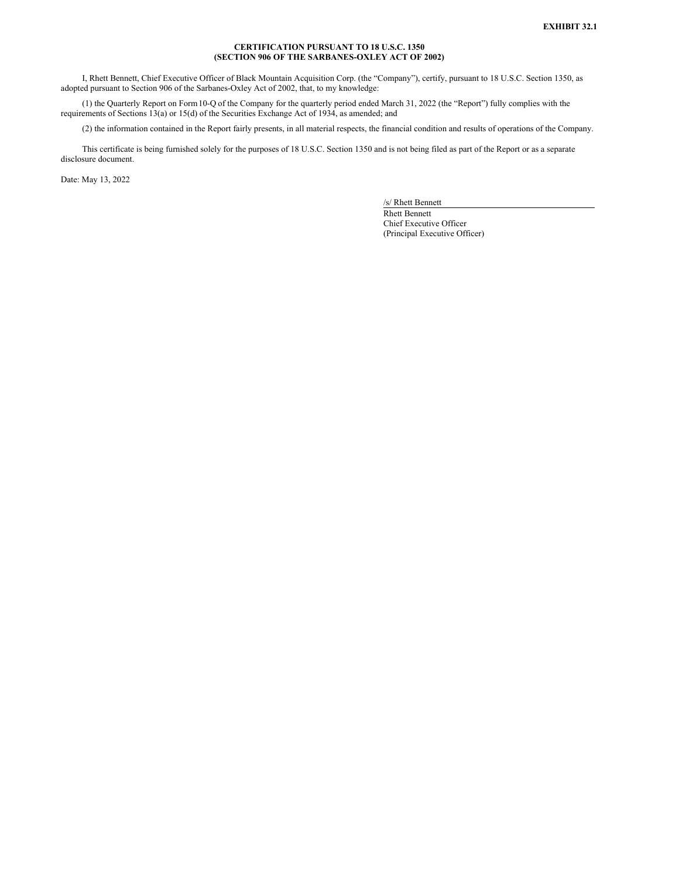**EXHIBIT 32.1**

**CERTIFICATION PURSUANT TO 18 U.S.C. 1350**
**(SECTION 906 OF THE SARBANES-OXLEY ACT OF 2002)**

I, Rhett Bennett, Chief Executive Officer of Black Mountain Acquisition Corp. (the "Company"), certify, pursuant to 18 U.S.C. Section 1350, as adopted pursuant to Section 906 of the Sarbanes-Oxley Act of 2002, that, to my knowledge:

(1) the Quarterly Report on Form 10-Q of the Company for the quarterly period ended March 31, 2022 (the "Report") fully complies with the requirements of Sections 13(a) or 15(d) of the Securities Exchange Act of 1934, as amended; and

(2) the information contained in the Report fairly presents, in all material respects, the financial condition and results of operations of the Company.

This certificate is being furnished solely for the purposes of 18 U.S.C. Section 1350 and is not being filed as part of the Report or as a separate disclosure document.

Date: May 13, 2022

/s/ Rhett Bennett
Rhett Bennett
Chief Executive Officer
(Principal Executive Officer)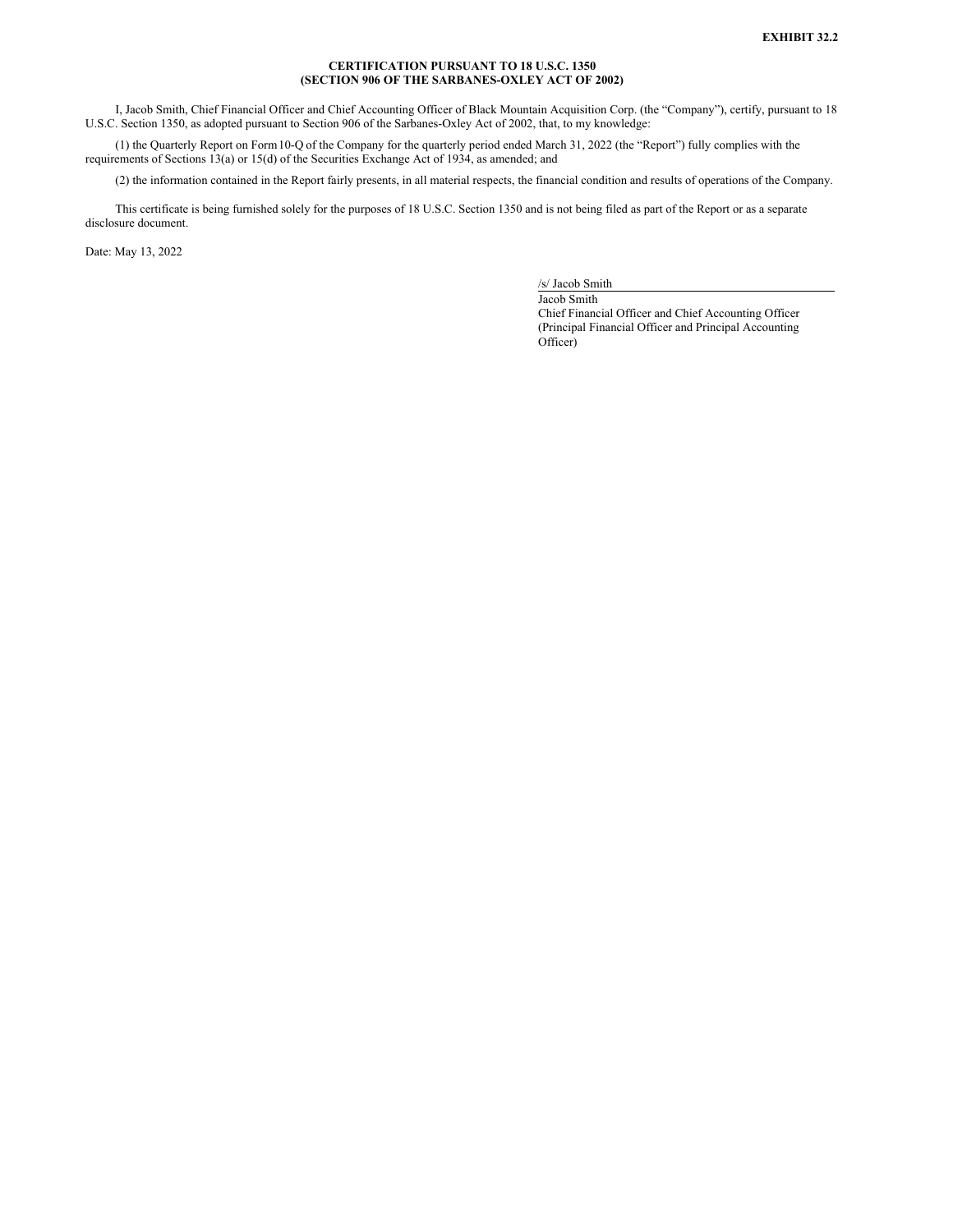**EXHIBIT 32.2**

**CERTIFICATION PURSUANT TO 18 U.S.C. 1350**
**(SECTION 906 OF THE SARBANES-OXLEY ACT OF 2002)**

I, Jacob Smith, Chief Financial Officer and Chief Accounting Officer of Black Mountain Acquisition Corp. (the "Company"), certify, pursuant to 18 U.S.C. Section 1350, as adopted pursuant to Section 906 of the Sarbanes-Oxley Act of 2002, that, to my knowledge:

(1) the Quarterly Report on Form 10-Q of the Company for the quarterly period ended March 31, 2022 (the "Report") fully complies with the requirements of Sections 13(a) or 15(d) of the Securities Exchange Act of 1934, as amended; and

(2) the information contained in the Report fairly presents, in all material respects, the financial condition and results of operations of the Company.

This certificate is being furnished solely for the purposes of 18 U.S.C. Section 1350 and is not being filed as part of the Report or as a separate disclosure document.

Date: May 13, 2022

/s/ Jacob Smith
Jacob Smith
Chief Financial Officer and Chief Accounting Officer
(Principal Financial Officer and Principal Accounting Officer)